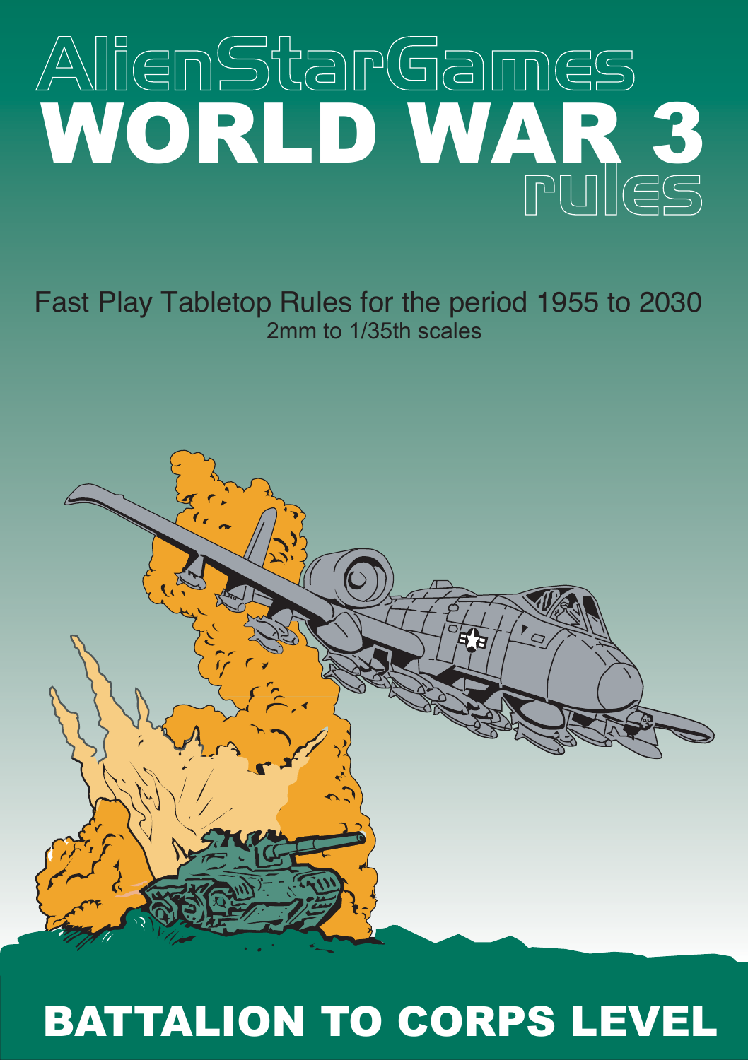# AlienStarGames

# WORLD WAR 3

## rules

Fast Play Tabletop Rules for the period 1955 to 2030

2mm to 1/35th scales

## BATTALION TO CORPS LEVEL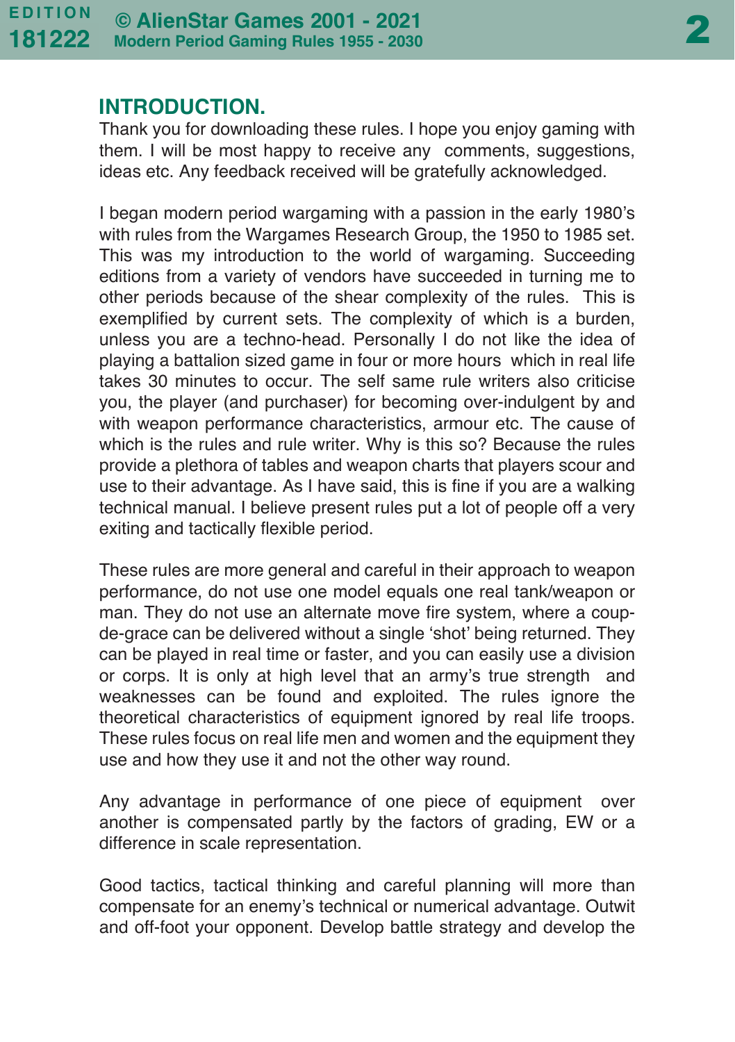## INTRODUCTION.

Thank you for downloading these rules. I hope you enjoy gaming with them. I will be most happy to receive any comments, suggestions, ideas etc. Any feedback received will be gratefully acknowledged.

I began modern period wargaming with a passion in the early 1980's with rules from the Wargames Research Group, the 1950 to 1985 set. This was my introduction to the world of wargaming. Succeeding editions from a variety of vendors have succeeded in turning me to other periods because of the shear complexity of the rules. This is exemplified by current sets. The complexity of which is a burden, unless you are a techno-head. Personally I do not like the idea of playing a battalion sized game in four or more hours which in real life takes 30 minutes to occur. The self same rule writers also criticise you, the player (and purchaser) for becoming over-indulgent by and with weapon performance characteristics, armour etc. The cause of which is the rules and rule writer. Why is this so? Because the rules provide a plethora of tables and weapon charts that players scour and use to their advantage. As I have said, this is fine if you are a walking technical manual. I believe present rules put a lot of people off a very exiting and tactically flexible period.

These rules are more general and careful in their approach to weapon performance, do not use one model equals one real tank/weapon or man. They do not use an alternate move fire system, where a coup-de-grace can be delivered without a single 'shot' being returned. They can be played in real time or faster, and you can easily use a division or corps. It is only at high level that an army's true strength and weaknesses can be found and exploited. The rules ignore the theoretical characteristics of equipment ignored by real life troops. These rules focus on real life men and women and the equipment they use and how they use it and not the other way round.

Any advantage in performance of one piece of equipment over another is compensated partly by the factors of grading, EW or a difference in scale representation.

Good tactics, tactical thinking and careful planning will more than compensate for an enemy's technical or numerical advantage. Outwit and off-foot your opponent. Develop battle strategy and develop the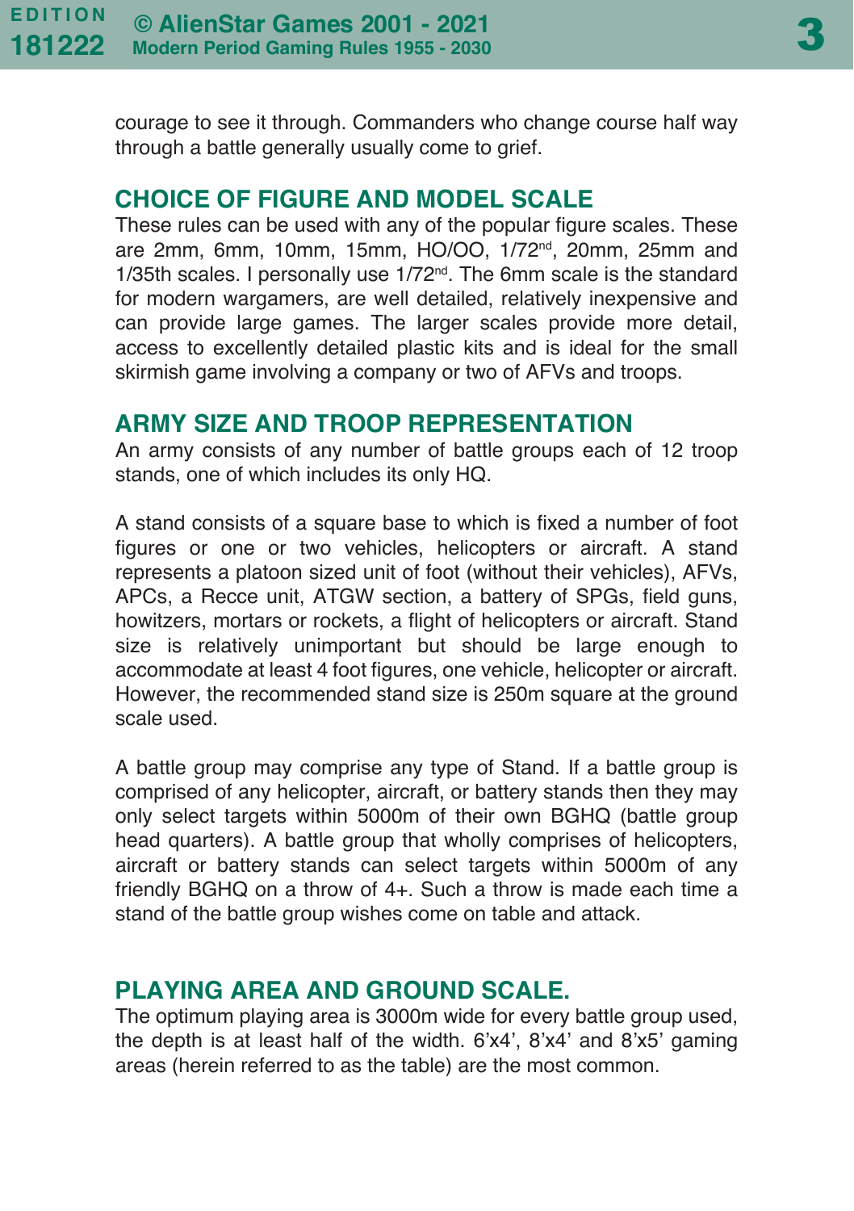courage to see it through. Commanders who change course half way through a battle generally usually come to grief.

## CHOICE OF FIGURE AND MODEL SCALE

These rules can be used with any of the popular figure scales. These are 2mm, 6mm, 10mm, 15mm, HO/OO, 1/72nd, 20mm, 25mm and 1/35th scales. I personally use 1/72nd. The 6mm scale is the standard for modern wargamers, are well detailed, relatively inexpensive and can provide large games. The larger scales provide more detail, access to excellently detailed plastic kits and is ideal for the small skirmish game involving a company or two of AFVs and troops.

## ARMY SIZE AND TROOP REPRESENTATION

An army consists of any number of battle groups each of 12 troop stands, one of which includes its only HQ.

A stand consists of a square base to which is fixed a number of foot figures or one or two vehicles, helicopters or aircraft. A stand represents a platoon sized unit of foot (without their vehicles), AFVs, APCs, a Recce unit, ATGW section, a battery of SPGs, field guns, howitzers, mortars or rockets, a flight of helicopters or aircraft. Stand size is relatively unimportant but should be large enough to accommodate at least 4 foot figures, one vehicle, helicopter or aircraft. However, the recommended stand size is 250m square at the ground scale used.

A battle group may comprise any type of Stand. If a battle group is comprised of any helicopter, aircraft, or battery stands then they may only select targets within 5000m of their own BGHQ (battle group head quarters). A battle group that wholly comprises of helicopters, aircraft or battery stands can select targets within 5000m of any friendly BGHQ on a throw of 4+. Such a throw is made each time a stand of the battle group wishes come on table and attack.

## PLAYING AREA AND GROUND SCALE.

The optimum playing area is 3000m wide for every battle group used, the depth is at least half of the width. 6'x4', 8'x4' and 8'x5' gaming areas (herein referred to as the table) are the most common.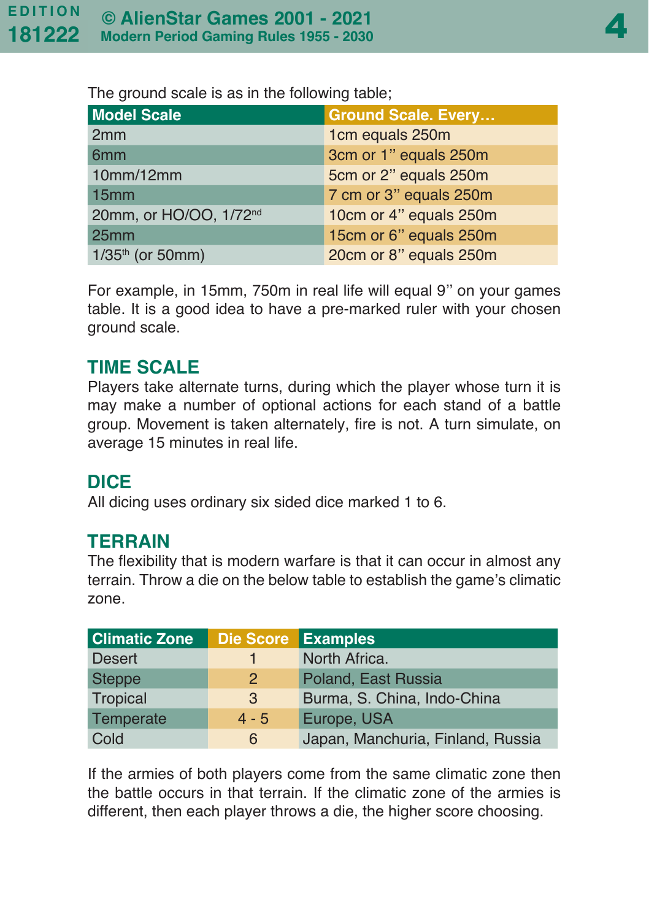The ground scale is as in the following table;

| Model Scale | Ground Scale. Every... |
|---|---|
| 2mm | 1cm equals 250m |
| 6mm | 3cm or 1" equals 250m |
| 10mm/12mm | 5cm or 2" equals 250m |
| 15mm | 7 cm or 3" equals 250m |
| 20mm, or HO/OO, 1/72nd | 10cm or 4" equals 250m |
| 25mm | 15cm or 6" equals 250m |
| 1/35th (or 50mm) | 20cm or 8" equals 250m |

For example, in 15mm, 750m in real life will equal 9" on your games table. It is a good idea to have a pre-marked ruler with your chosen ground scale.

## TIME SCALE

Players take alternate turns, during which the player whose turn it is may make a number of optional actions for each stand of a battle group. Movement is taken alternately, fire is not. A turn simulate, on average 15 minutes in real life.

## DICE

All dicing uses ordinary six sided dice marked 1 to 6.

## TERRAIN

The flexibility that is modern warfare is that it can occur in almost any terrain. Throw a die on the below table to establish the game's climatic zone.

| Climatic Zone | Die Score | Examples |
|---|---|---|
| Desert | 1 | North Africa. |
| Steppe | 2 | Poland, East Russia |
| Tropical | 3 | Burma, S. China, Indo-China |
| Temperate | 4 - 5 | Europe, USA |
| Cold | 6 | Japan, Manchuria, Finland, Russia |

If the armies of both players come from the same climatic zone then the battle occurs in that terrain. If the climatic zone of the armies is different, then each player throws a die, the higher score choosing.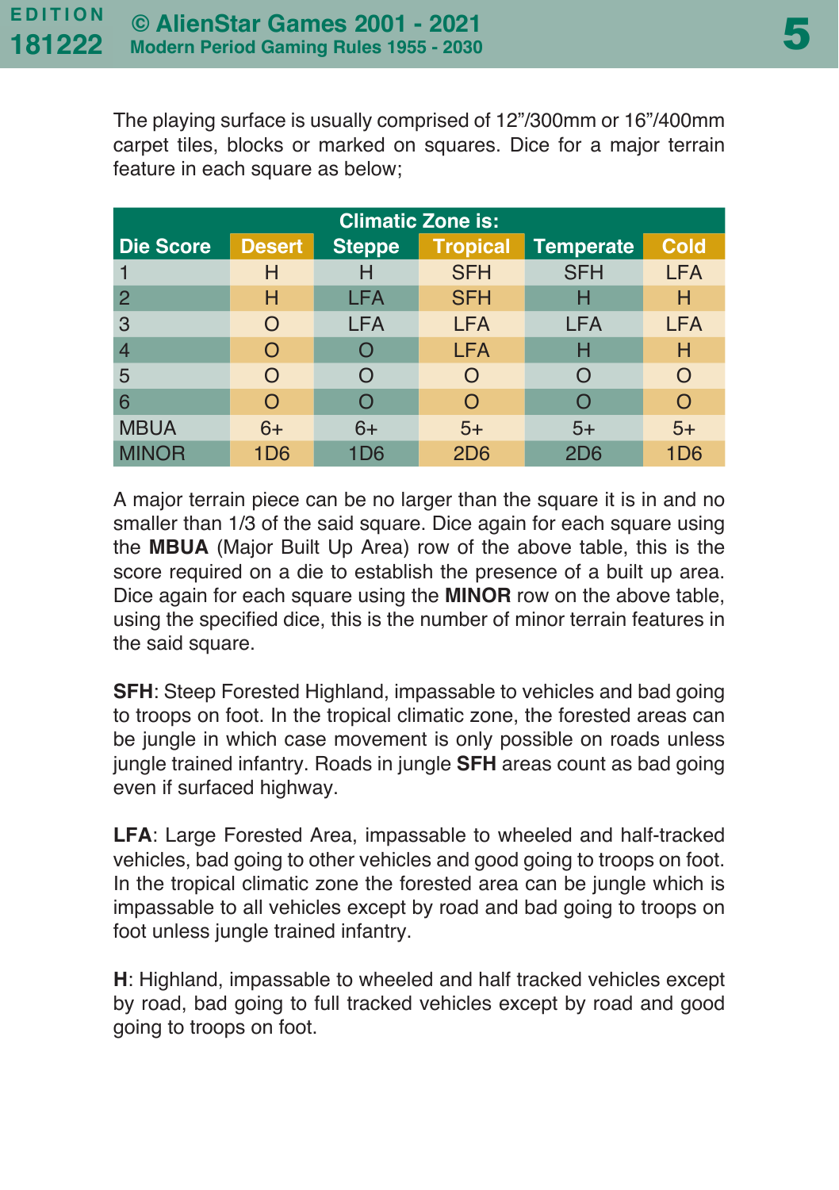The playing surface is usually comprised of 12”/300mm or 16”/400mm carpet tiles, blocks or marked on squares. Dice for a major terrain feature in each square as below;

| | Climatic Zone is: | | | | |
|---|---|---|---|---|---|
| **Die Score** | **Desert** | **Steppe** | **Tropical** | **Temperate** | **Cold** |
| 1 | H | H | SFH | SFH | LFA |
| 2 | H | LFA | SFH | H | H |
| 3 | O | LFA | LFA | LFA | LFA |
| 4 | O | O | LFA | H | H |
| 5 | O | O | O | O | O |
| 6 | O | O | O | O | O |
| MBUA | 6+ | 6+ | 5+ | 5+ | 5+ |
| MINOR | 1D6 | 1D6 | 2D6 | 2D6 | 1D6 |

A major terrain piece can be no larger than the square it is in and no smaller than 1/3 of the said square. Dice again for each square using the **MBUA** (Major Built Up Area) row of the above table, this is the score required on a die to establish the presence of a built up area. Dice again for each square using the **MINOR** row on the above table, using the specified dice, this is the number of minor terrain features in the said square.

**SFH**: Steep Forested Highland, impassable to vehicles and bad going to troops on foot. In the tropical climatic zone, the forested areas can be jungle in which case movement is only possible on roads unless jungle trained infantry. Roads in jungle **SFH** areas count as bad going even if surfaced highway.

**LFA**: Large Forested Area, impassable to wheeled and half-tracked vehicles, bad going to other vehicles and good going to troops on foot. In the tropical climatic zone the forested area can be jungle which is impassable to all vehicles except by road and bad going to troops on foot unless jungle trained infantry.

**H**: Highland, impassable to wheeled and half tracked vehicles except by road, bad going to full tracked vehicles except by road and good going to troops on foot.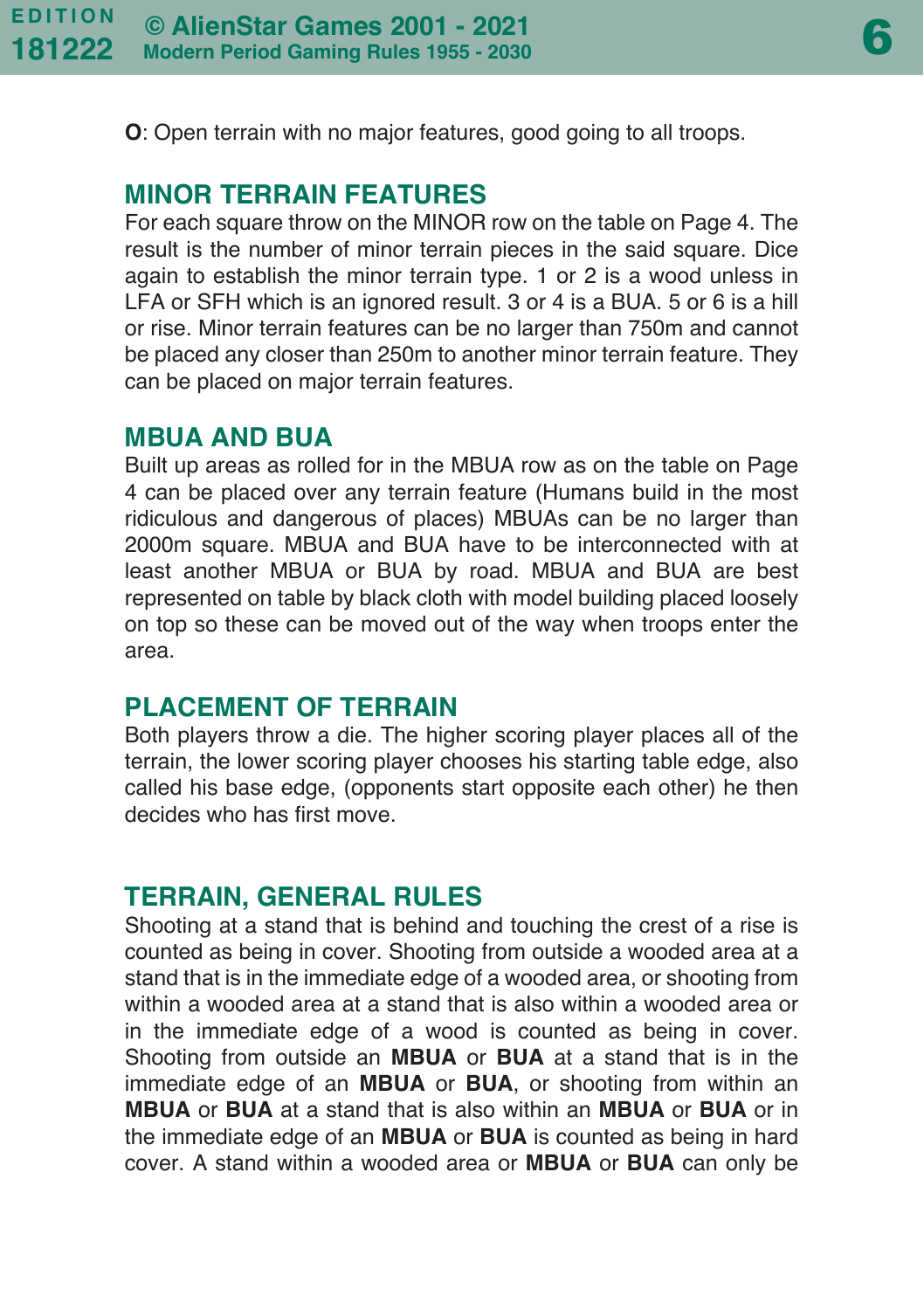**O**: Open terrain with no major features, good going to all troops.

## MINOR TERRAIN FEATURES

For each square throw on the MINOR row on the table on Page 4. The result is the number of minor terrain pieces in the said square. Dice again to establish the minor terrain type. 1 or 2 is a wood unless in LFA or SFH which is an ignored result. 3 or 4 is a BUA. 5 or 6 is a hill or rise. Minor terrain features can be no larger than 750m and cannot be placed any closer than 250m to another minor terrain feature. They can be placed on major terrain features.

## MBUA AND BUA

Built up areas as rolled for in the MBUA row as on the table on Page 4 can be placed over any terrain feature (Humans build in the most ridiculous and dangerous of places) MBUAs can be no larger than 2000m square. MBUA and BUA have to be interconnected with at least another MBUA or BUA by road. MBUA and BUA are best represented on table by black cloth with model building placed loosely on top so these can be moved out of the way when troops enter the area.

## PLACEMENT OF TERRAIN

Both players throw a die. The higher scoring player places all of the terrain, the lower scoring player chooses his starting table edge, also called his base edge, (opponents start opposite each other) he then decides who has first move.

## TERRAIN, GENERAL RULES

Shooting at a stand that is behind and touching the crest of a rise is counted as being in cover. Shooting from outside a wooded area at a stand that is in the immediate edge of a wooded area, or shooting from within a wooded area at a stand that is also within a wooded area or in the immediate edge of a wood is counted as being in cover. Shooting from outside an **MBUA** or **BUA** at a stand that is in the immediate edge of an **MBUA** or **BUA**, or shooting from within an **MBUA** or **BUA** at a stand that is also within an **MBUA** or **BUA** or in the immediate edge of an **MBUA** or **BUA** is counted as being in hard cover. A stand within a wooded area or **MBUA** or **BUA** can only be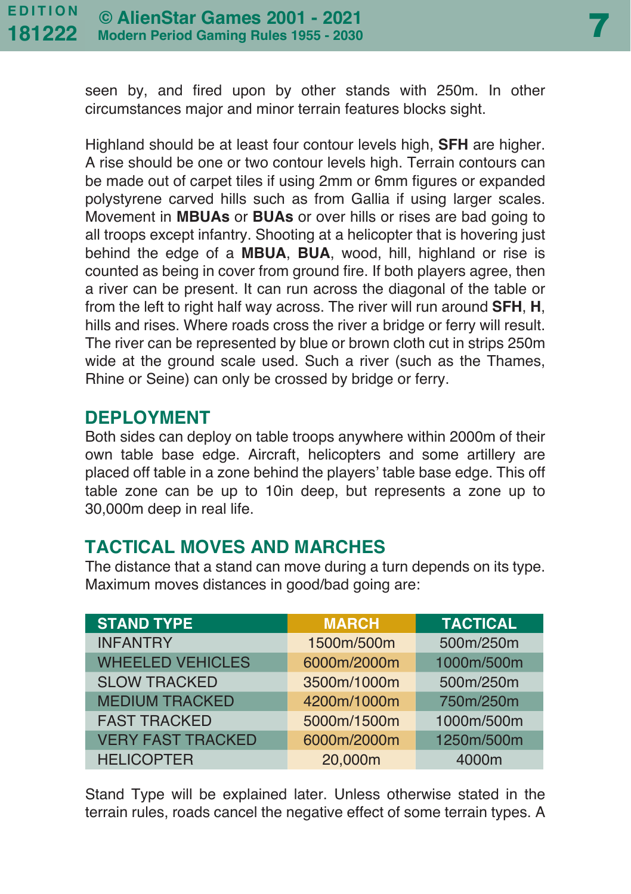seen by, and fired upon by other stands with 250m. In other circumstances major and minor terrain features blocks sight.

Highland should be at least four contour levels high, **SFH** are higher. A rise should be one or two contour levels high. Terrain contours can be made out of carpet tiles if using 2mm or 6mm figures or expanded polystyrene carved hills such as from Gallia if using larger scales. Movement in **MBUAs** or **BUAs** or over hills or rises are bad going to all troops except infantry. Shooting at a helicopter that is hovering just behind the edge of a **MBUA**, **BUA**, wood, hill, highland or rise is counted as being in cover from ground fire. If both players agree, then a river can be present. It can run across the diagonal of the table or from the left to right half way across. The river will run around **SFH**, **H**, hills and rises. Where roads cross the river a bridge or ferry will result. The river can be represented by blue or brown cloth cut in strips 250m wide at the ground scale used. Such a river (such as the Thames, Rhine or Seine) can only be crossed by bridge or ferry.

## DEPLOYMENT

Both sides can deploy on table troops anywhere within 2000m of their own table base edge. Aircraft, helicopters and some artillery are placed off table in a zone behind the players' table base edge. This off table zone can be up to 10in deep, but represents a zone up to 30,000m deep in real life.

## TACTICAL MOVES AND MARCHES

The distance that a stand can move during a turn depends on its type. Maximum moves distances in good/bad going are:

| STAND TYPE | MARCH | TACTICAL |
|---|---|---|
| INFANTRY | 1500m/500m | 500m/250m |
| WHEELED VEHICLES | 6000m/2000m | 1000m/500m |
| SLOW TRACKED | 3500m/1000m | 500m/250m |
| MEDIUM TRACKED | 4200m/1000m | 750m/250m |
| FAST TRACKED | 5000m/1500m | 1000m/500m |
| VERY FAST TRACKED | 6000m/2000m | 1250m/500m |
| HELICOPTER | 20,000m | 4000m |

Stand Type will be explained later. Unless otherwise stated in the terrain rules, roads cancel the negative effect of some terrain types. A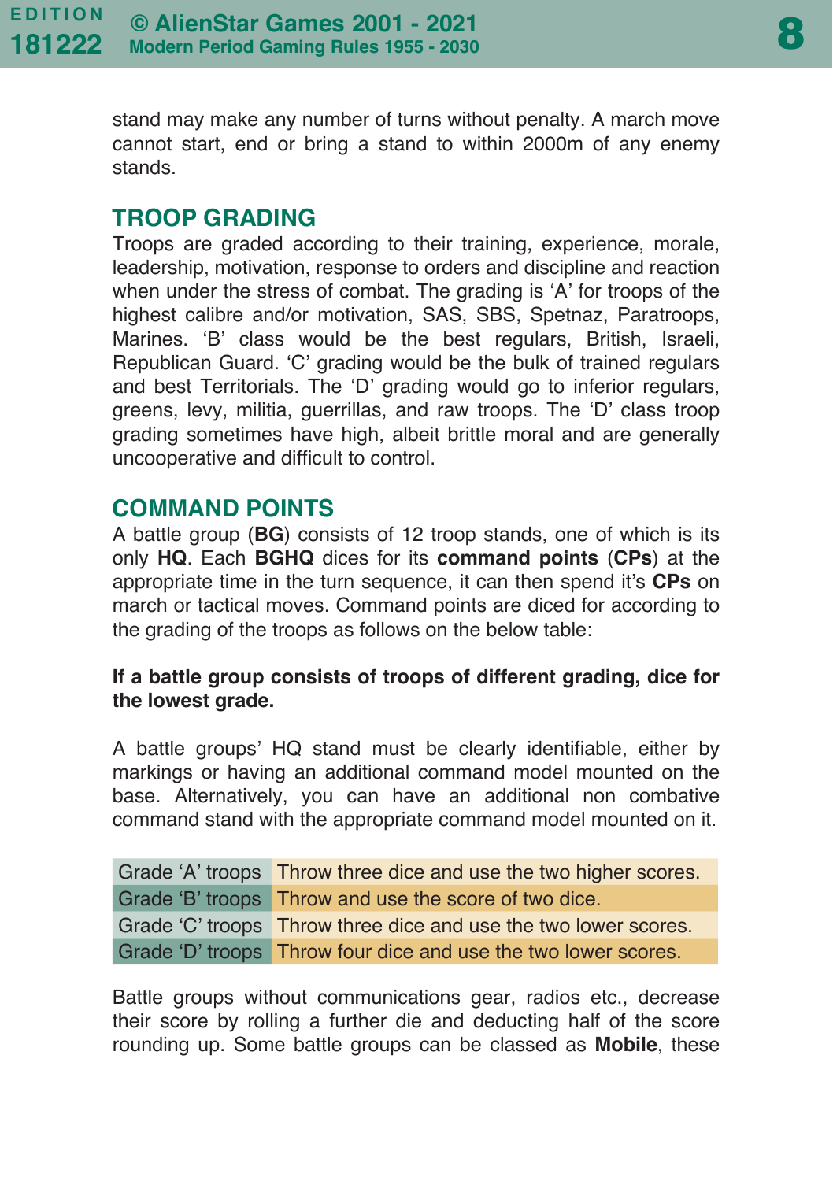stand may make any number of turns without penalty. A march move cannot start, end or bring a stand to within 2000m of any enemy stands.

## TROOP GRADING

Troops are graded according to their training, experience, morale, leadership, motivation, response to orders and discipline and reaction when under the stress of combat. The grading is 'A' for troops of the highest calibre and/or motivation, SAS, SBS, Spetnaz, Paratroops, Marines. 'B' class would be the best regulars, British, Israeli, Republican Guard. 'C' grading would be the bulk of trained regulars and best Territorials. The 'D' grading would go to inferior regulars, greens, levy, militia, guerrillas, and raw troops. The 'D' class troop grading sometimes have high, albeit brittle moral and are generally uncooperative and difficult to control.

## COMMAND POINTS

A battle group (**BG**) consists of 12 troop stands, one of which is its only **HQ**. Each **BGHQ** dices for its **command points** (**CPs**) at the appropriate time in the turn sequence, it can then spend it's **CPs** on march or tactical moves. Command points are diced for according to the grading of the troops as follows on the below table:

**If a battle group consists of troops of different grading, dice for the lowest grade.**

A battle groups' HQ stand must be clearly identifiable, either by markings or having an additional command model mounted on the base. Alternatively, you can have an additional non combative command stand with the appropriate command model mounted on it.

| | |
|---|---|
| Grade 'A' troops | Throw three dice and use the two higher scores. |
| Grade 'B' troops | Throw and use the score of two dice. |
| Grade 'C' troops | Throw three dice and use the two lower scores. |
| Grade 'D' troops | Throw four dice and use the two lower scores. |

Battle groups without communications gear, radios etc., decrease their score by rolling a further die and deducting half of the score rounding up. Some battle groups can be classed as **Mobile**, these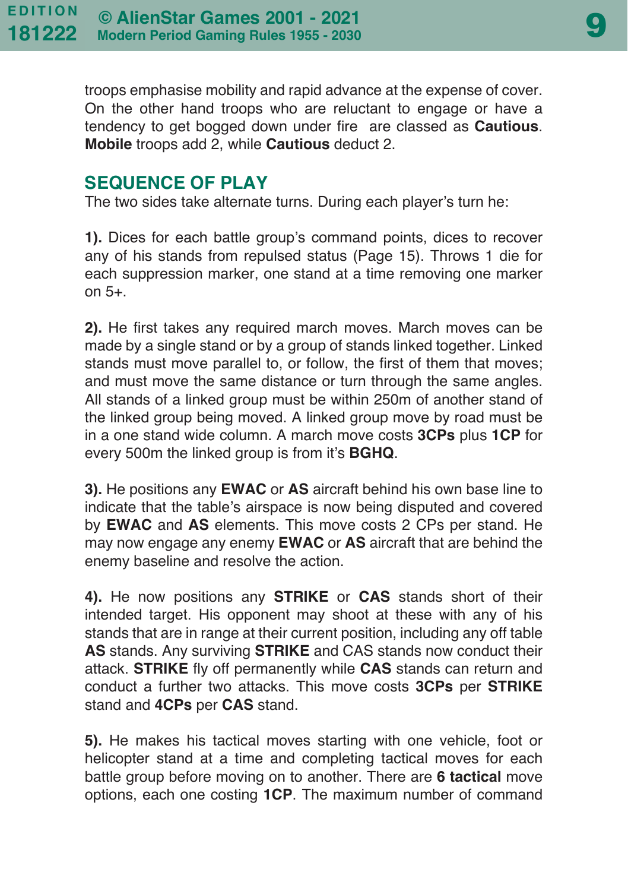troops emphasise mobility and rapid advance at the expense of cover. On the other hand troops who are reluctant to engage or have a tendency to get bogged down under fire are classed as **Cautious**. **Mobile** troops add 2, while **Cautious** deduct 2.

## SEQUENCE OF PLAY

The two sides take alternate turns. During each player's turn he:

**1).** Dices for each battle group's command points, dices to recover any of his stands from repulsed status (Page 15). Throws 1 die for each suppression marker, one stand at a time removing one marker on 5+.

**2).** He first takes any required march moves. March moves can be made by a single stand or by a group of stands linked together. Linked stands must move parallel to, or follow, the first of them that moves; and must move the same distance or turn through the same angles. All stands of a linked group must be within 250m of another stand of the linked group being moved. A linked group move by road must be in a one stand wide column. A march move costs **3CPs** plus **1CP** for every 500m the linked group is from it's **BGHQ**.

**3).** He positions any **EWAC** or **AS** aircraft behind his own base line to indicate that the table's airspace is now being disputed and covered by **EWAC** and **AS** elements. This move costs 2 CPs per stand. He may now engage any enemy **EWAC** or **AS** aircraft that are behind the enemy baseline and resolve the action.

**4).** He now positions any **STRIKE** or **CAS** stands short of their intended target. His opponent may shoot at these with any of his stands that are in range at their current position, including any off table **AS** stands. Any surviving **STRIKE** and CAS stands now conduct their attack. **STRIKE** fly off permanently while **CAS** stands can return and conduct a further two attacks. This move costs **3CPs** per **STRIKE** stand and **4CPs** per **CAS** stand.

**5).** He makes his tactical moves starting with one vehicle, foot or helicopter stand at a time and completing tactical moves for each battle group before moving on to another. There are **6 tactical** move options, each one costing **1CP**. The maximum number of command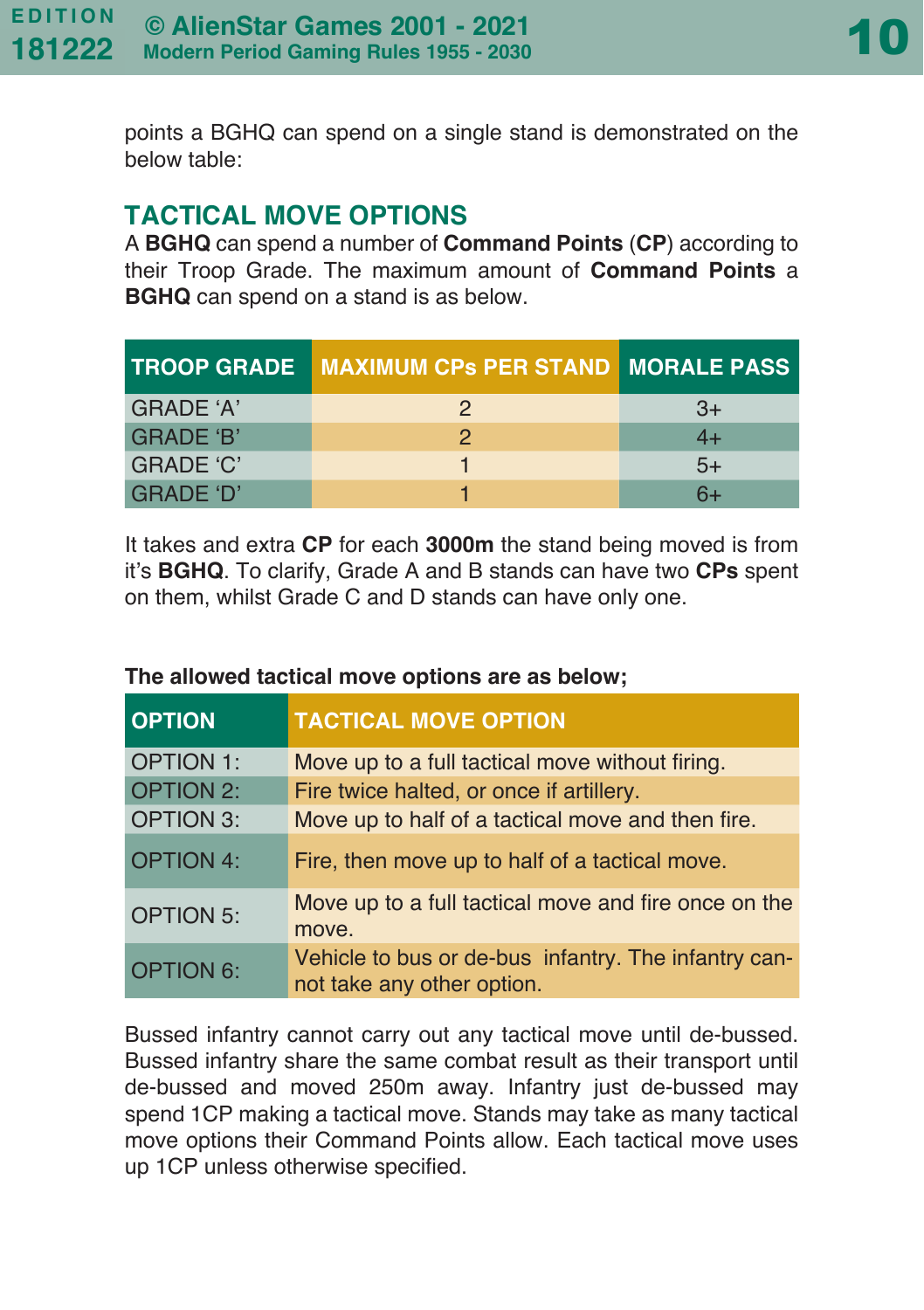points a BGHQ can spend on a single stand is demonstrated on the below table:

## TACTICAL MOVE OPTIONS

A **BGHQ** can spend a number of **Command Points** (**CP**) according to their Troop Grade. The maximum amount of **Command Points** a **BGHQ** can spend on a stand is as below.

| TROOP GRADE | MAXIMUM CPs PER STAND | MORALE PASS |
|---|---|---|
| GRADE 'A' | 2 | 3+ |
| GRADE 'B' | 2 | 4+ |
| GRADE 'C' | 1 | 5+ |
| GRADE 'D' | 1 | 6+ |

It takes and extra **CP** for each **3000m** the stand being moved is from it's **BGHQ**. To clarify, Grade A and B stands can have two **CPs** spent on them, whilst Grade C and D stands can have only one.

**The allowed tactical move options are as below;**

| OPTION | TACTICAL MOVE OPTION |
|---|---|
| OPTION 1: | Move up to a full tactical move without firing. |
| OPTION 2: | Fire twice halted, or once if artillery. |
| OPTION 3: | Move up to half of a tactical move and then fire. |
| OPTION 4: | Fire, then move up to half of a tactical move. |
| OPTION 5: | Move up to a full tactical move and fire once on the move. |
| OPTION 6: | Vehicle to bus or de-bus infantry. The infantry cannot take any other option. |

Bussed infantry cannot carry out any tactical move until de-bussed. Bussed infantry share the same combat result as their transport until de-bussed and moved 250m away. Infantry just de-bussed may spend 1CP making a tactical move. Stands may take as many tactical move options their Command Points allow. Each tactical move uses up 1CP unless otherwise specified.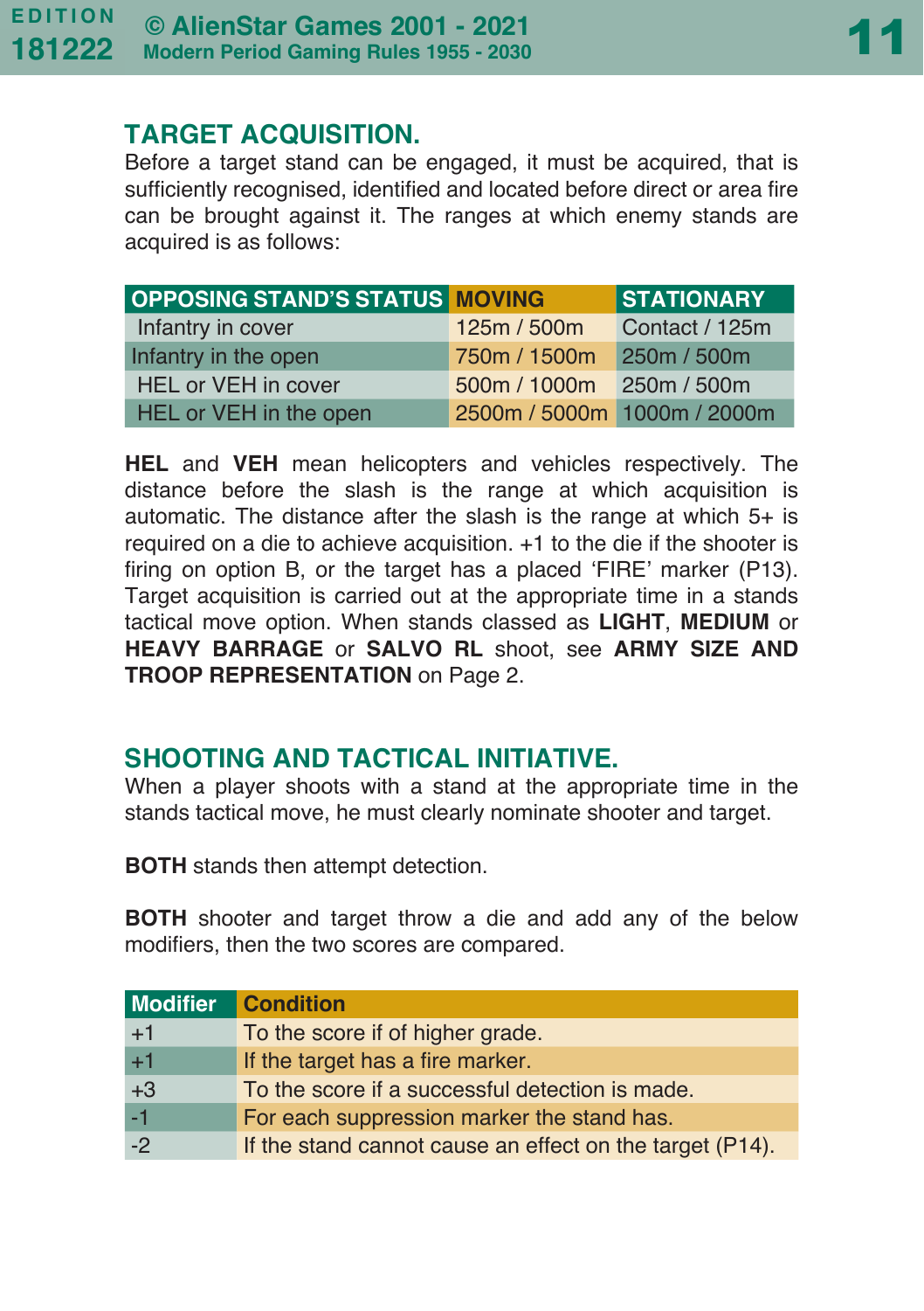## TARGET ACQUISITION.

Before a target stand can be engaged, it must be acquired, that is sufficiently recognised, identified and located before direct or area fire can be brought against it. The ranges at which enemy stands are acquired is as follows:

| OPPOSING STAND'S STATUS | MOVING | STATIONARY |
|---|---|---|
| Infantry in cover | 125m / 500m | Contact / 125m |
| Infantry in the open | 750m / 1500m | 250m / 500m |
| HEL or VEH in cover | 500m / 1000m | 250m / 500m |
| HEL or VEH in the open | 2500m / 5000m | 1000m / 2000m |

**HEL** and **VEH** mean helicopters and vehicles respectively. The distance before the slash is the range at which acquisition is automatic. The distance after the slash is the range at which 5+ is required on a die to achieve acquisition. +1 to the die if the shooter is firing on option B, or the target has a placed 'FIRE' marker (P13). Target acquisition is carried out at the appropriate time in a stands tactical move option. When stands classed as **LIGHT**, **MEDIUM** or **HEAVY BARRAGE** or **SALVO RL** shoot, see **ARMY SIZE AND TROOP REPRESENTATION** on Page 2.

## SHOOTING AND TACTICAL INITIATIVE.

When a player shoots with a stand at the appropriate time in the stands tactical move, he must clearly nominate shooter and target.

**BOTH** stands then attempt detection.

**BOTH** shooter and target throw a die and add any of the below modifiers, then the two scores are compared.

| Modifier | Condition |
|---|---|
| +1 | To the score if of higher grade. |
| +1 | If the target has a fire marker. |
| +3 | To the score if a successful detection is made. |
| -1 | For each suppression marker the stand has. |
| -2 | If the stand cannot cause an effect on the target (P14). |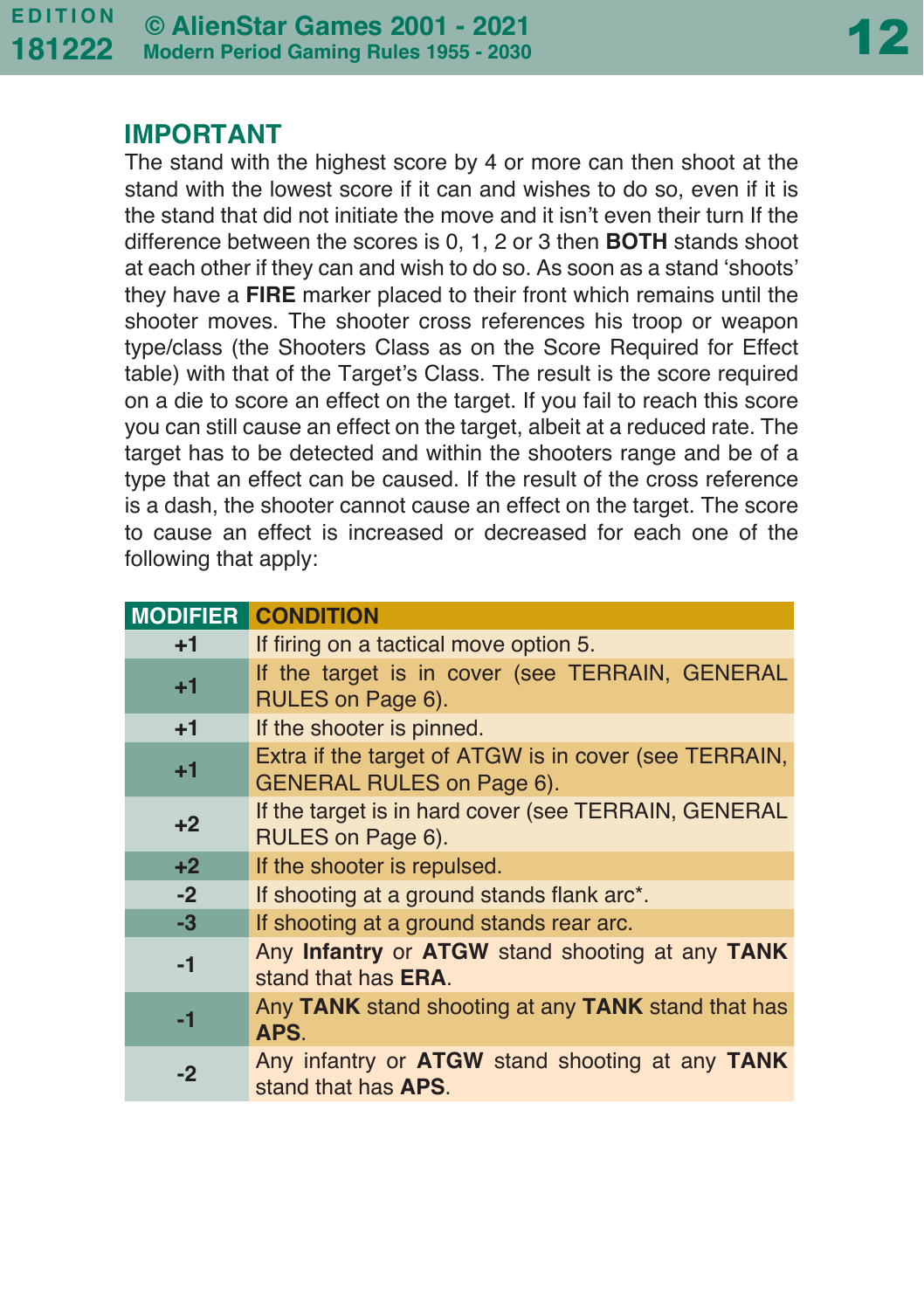## IMPORTANT

The stand with the highest score by 4 or more can then shoot at the stand with the lowest score if it can and wishes to do so, even if it is the stand that did not initiate the move and it isn't even their turn If the difference between the scores is 0, 1, 2 or 3 then **BOTH** stands shoot at each other if they can and wish to do so. As soon as a stand 'shoots' they have a **FIRE** marker placed to their front which remains until the shooter moves. The shooter cross references his troop or weapon type/class (the Shooters Class as on the Score Required for Effect table) with that of the Target's Class. The result is the score required on a die to score an effect on the target. If you fail to reach this score you can still cause an effect on the target, albeit at a reduced rate. The target has to be detected and within the shooters range and be of a type that an effect can be caused. If the result of the cross reference is a dash, the shooter cannot cause an effect on the target. The score to cause an effect is increased or decreased for each one of the following that apply:

| MODIFIER | CONDITION |
|---|---|
| +1 | If firing on a tactical move option 5. |
| +1 | If the target is in cover (see TERRAIN, GENERAL RULES on Page 6). |
| +1 | If the shooter is pinned. |
| +1 | Extra if the target of ATGW is in cover (see TERRAIN, GENERAL RULES on Page 6). |
| +2 | If the target is in hard cover (see TERRAIN, GENERAL RULES on Page 6). |
| +2 | If the shooter is repulsed. |
| -2 | If shooting at a ground stands flank arc*. |
| -3 | If shooting at a ground stands rear arc. |
| -1 | Any **Infantry** or **ATGW** stand shooting at any **TANK** stand that has **ERA**. |
| -1 | Any **TANK** stand shooting at any **TANK** stand that has **APS**. |
| -2 | Any infantry or **ATGW** stand shooting at any **TANK** stand that has **APS**. |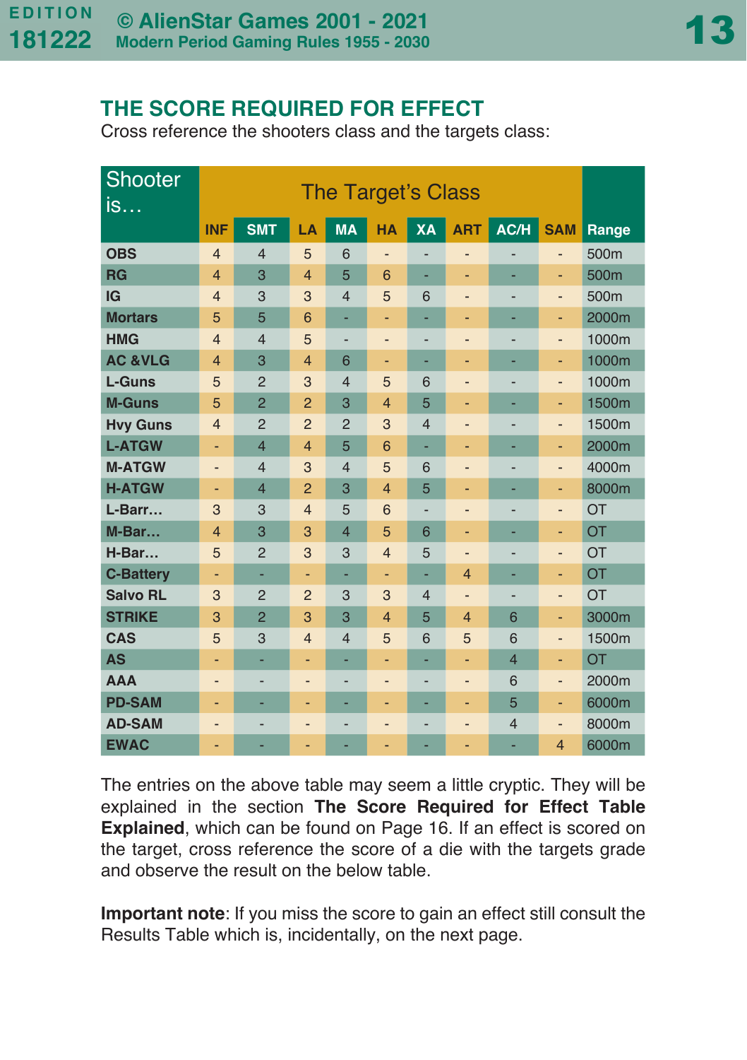## THE SCORE REQUIRED FOR EFFECT

Cross reference the shooters class and the targets class:

| Shooter is… | The Target's Class | | | | | | | | | |
|---|---|---|---|---|---|---|---|---|---|---|
| | INF | SMT | LA | MA | HA | XA | ART | AC/H | SAM | Range |
| OBS | 4 | 4 | 5 | 6 | - | - | - | - | - | 500m |
| RG | 4 | 3 | 4 | 5 | 6 | - | - | - | - | 500m |
| IG | 4 | 3 | 3 | 4 | 5 | 6 | - | - | - | 500m |
| Mortars | 5 | 5 | 6 | - | - | - | - | - | - | 2000m |
| HMG | 4 | 4 | 5 | - | - | - | - | - | - | 1000m |
| AC &VLG | 4 | 3 | 4 | 6 | - | - | - | - | - | 1000m |
| L-Guns | 5 | 2 | 3 | 4 | 5 | 6 | - | - | - | 1000m |
| M-Guns | 5 | 2 | 2 | 3 | 4 | 5 | - | - | - | 1500m |
| Hvy Guns | 4 | 2 | 2 | 2 | 3 | 4 | - | - | - | 1500m |
| L-ATGW | - | 4 | 4 | 5 | 6 | - | - | - | - | 2000m |
| M-ATGW | - | 4 | 3 | 4 | 5 | 6 | - | - | - | 4000m |
| H-ATGW | - | 4 | 2 | 3 | 4 | 5 | - | - | - | 8000m |
| L-Barr… | 3 | 3 | 4 | 5 | 6 | - | - | - | - | OT |
| M-Bar… | 4 | 3 | 3 | 4 | 5 | 6 | - | - | - | OT |
| H-Bar… | 5 | 2 | 3 | 3 | 4 | 5 | - | - | - | OT |
| C-Battery | - | - | - | - | - | - | 4 | - | - | OT |
| Salvo RL | 3 | 2 | 2 | 3 | 3 | 4 | - | - | - | OT |
| STRIKE | 3 | 2 | 3 | 3 | 4 | 5 | 4 | 6 | - | 3000m |
| CAS | 5 | 3 | 4 | 4 | 5 | 6 | 5 | 6 | - | 1500m |
| AS | - | - | - | - | - | - | - | 4 | - | OT |
| AAA | - | - | - | - | - | - | - | 6 | - | 2000m |
| PD-SAM | - | - | - | - | - | - | - | 5 | - | 6000m |
| AD-SAM | - | - | - | - | - | - | - | 4 | - | 8000m |
| EWAC | - | - | - | - | - | - | - | - | 4 | 6000m |

The entries on the above table may seem a little cryptic. They will be explained in the section **The Score Required for Effect Table Explained**, which can be found on Page 16. If an effect is scored on the target, cross reference the score of a die with the targets grade and observe the result on the below table.

**Important note**: If you miss the score to gain an effect still consult the Results Table which is, incidentally, on the next page.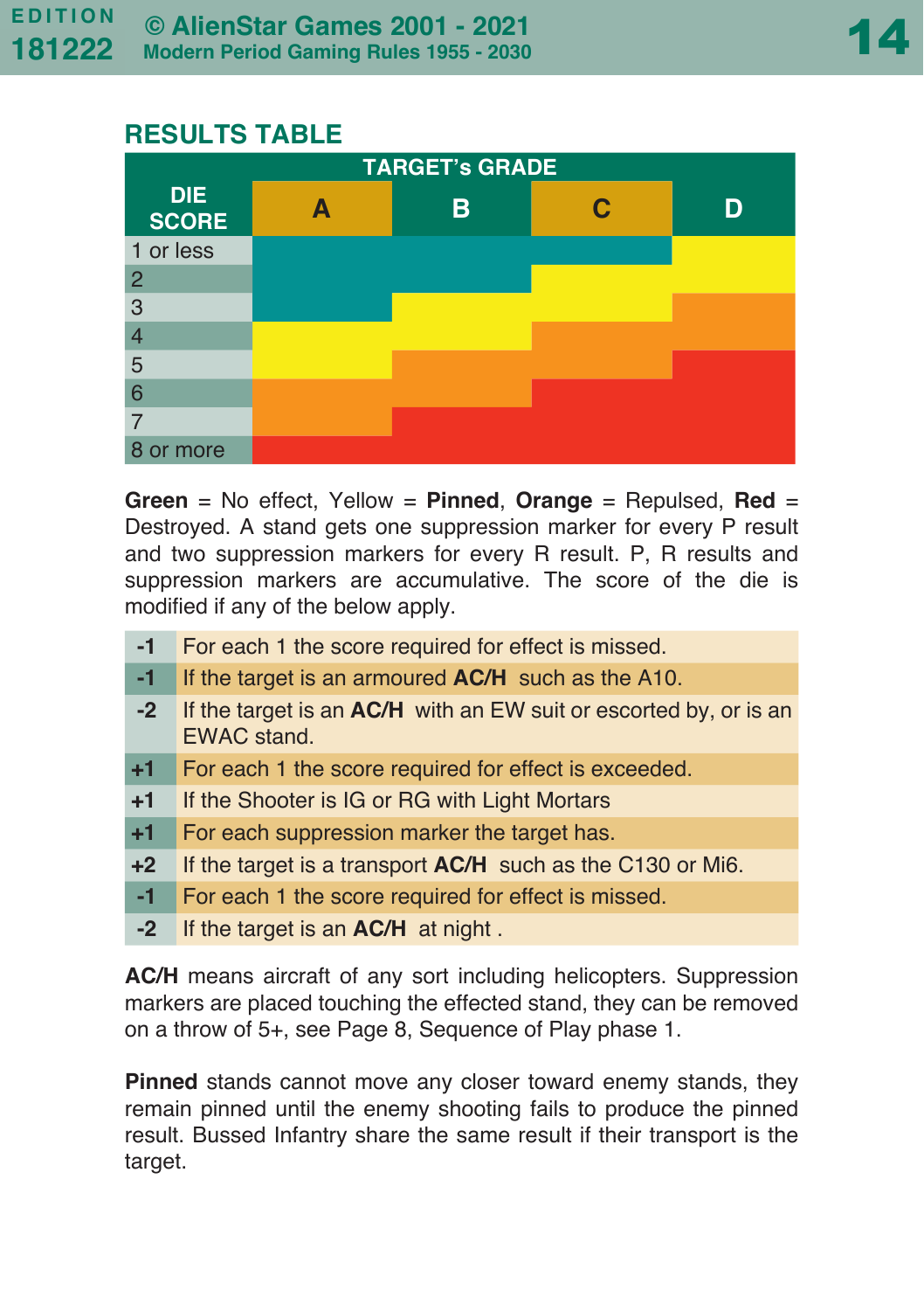## RESULTS TABLE

| DIE SCORE | TARGET's GRADE A | B | C | D |
|---|---|---|---|---|
| 1 or less | Green | Green | Green | Yellow |
| 2 | Green | Green | Yellow | Yellow |
| 3 | Green | Yellow | Yellow | Orange |
| 4 | Yellow | Yellow | Orange | Orange |
| 5 | Yellow | Orange | Orange | Red |
| 6 | Orange | Orange | Red | Red |
| 7 | Orange | Red | Red | Red |
| 8 or more | Red | Red | Red | Red |

**Green** = No effect, Yellow = **Pinned**, **Orange** = Repulsed, **Red** = Destroyed. A stand gets one suppression marker for every P result and two suppression markers for every R result. P, R results and suppression markers are accumulative. The score of the die is modified if any of the below apply.

| | |
|---|---|
| -1 | For each 1 the score required for effect is missed. |
| -1 | If the target is an armoured **AC/H** such as the A10. |
| -2 | If the target is an **AC/H** with an EW suit or escorted by, or is an EWAC stand. |
| +1 | For each 1 the score required for effect is exceeded. |
| +1 | If the Shooter is IG or RG with Light Mortars |
| +1 | For each suppression marker the target has. |
| +2 | If the target is a transport **AC/H** such as the C130 or Mi6. |
| -1 | For each 1 the score required for effect is missed. |
| -2 | If the target is an **AC/H** at night . |

**AC/H** means aircraft of any sort including helicopters. Suppression markers are placed touching the effected stand, they can be removed on a throw of 5+, see Page 8, Sequence of Play phase 1.

**Pinned** stands cannot move any closer toward enemy stands, they remain pinned until the enemy shooting fails to produce the pinned result. Bussed Infantry share the same result if their transport is the target.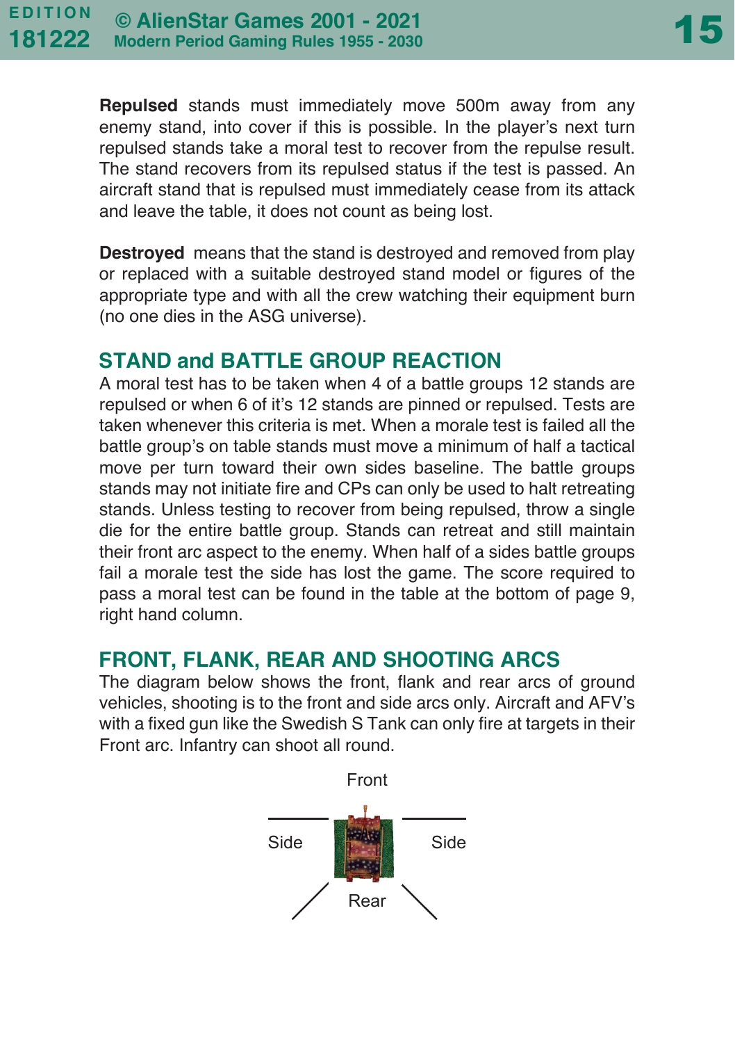**Repulsed** stands must immediately move 500m away from any enemy stand, into cover if this is possible. In the player's next turn repulsed stands take a moral test to recover from the repulse result. The stand recovers from its repulsed status if the test is passed. An aircraft stand that is repulsed must immediately cease from its attack and leave the table, it does not count as being lost.

**Destroyed** means that the stand is destroyed and removed from play or replaced with a suitable destroyed stand model or figures of the appropriate type and with all the crew watching their equipment burn (no one dies in the ASG universe).

## STAND and BATTLE GROUP REACTION

A moral test has to be taken when 4 of a battle groups 12 stands are repulsed or when 6 of it's 12 stands are pinned or repulsed. Tests are taken whenever this criteria is met. When a morale test is failed all the battle group's on table stands must move a minimum of half a tactical move per turn toward their own sides baseline. The battle groups stands may not initiate fire and CPs can only be used to halt retreating stands. Unless testing to recover from being repulsed, throw a single die for the entire battle group. Stands can retreat and still maintain their front arc aspect to the enemy. When half of a sides battle groups fail a morale test the side has lost the game. The score required to pass a moral test can be found in the table at the bottom of page 9, right hand column.

## FRONT, FLANK, REAR AND SHOOTING ARCS

The diagram below shows the front, flank and rear arcs of ground vehicles, shooting is to the front and side arcs only. Aircraft and AFV's with a fixed gun like the Swedish S Tank can only fire at targets in their Front arc. Infantry can shoot all round.

Front

Side Side

Rear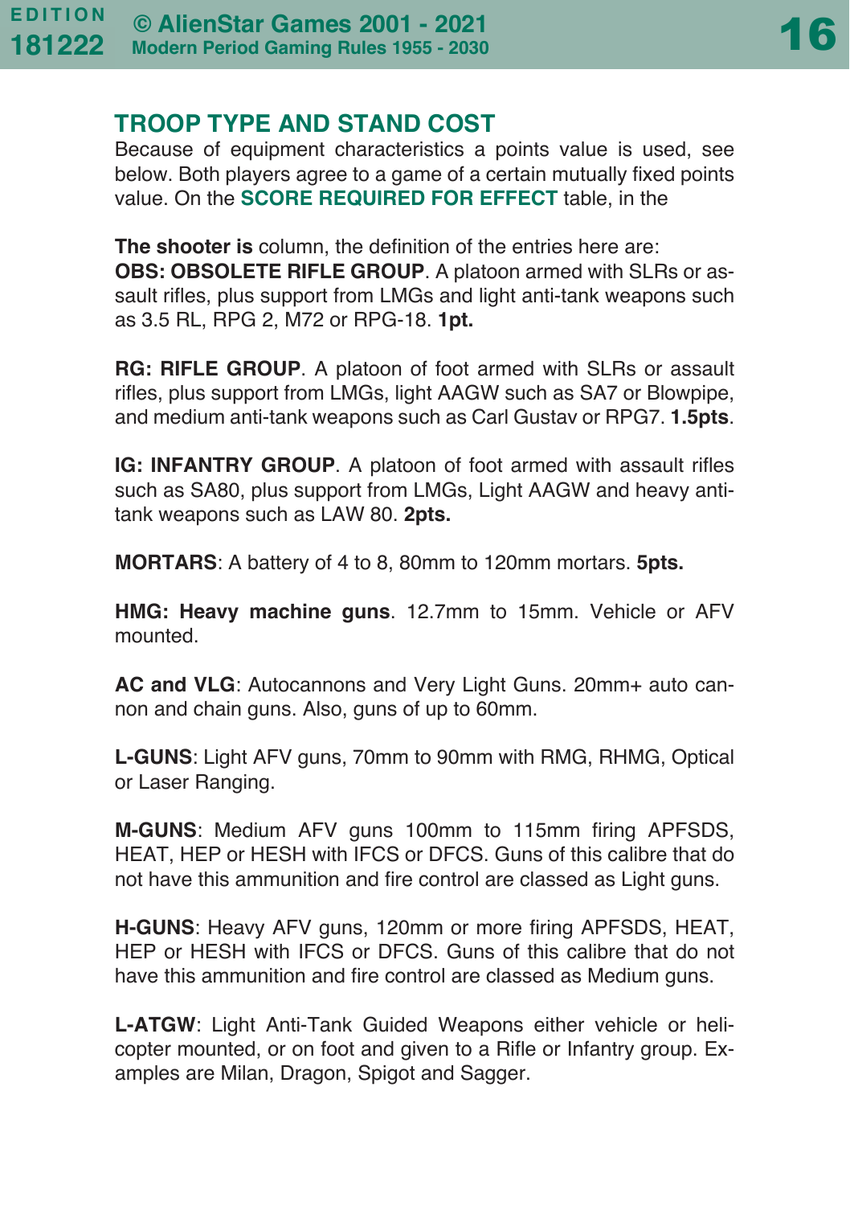## TROOP TYPE AND STAND COST

Because of equipment characteristics a points value is used, see below. Both players agree to a game of a certain mutually fixed points value. On the **SCORE REQUIRED FOR EFFECT** table, in the

**The shooter is** column, the definition of the entries here are:

**OBS: OBSOLETE RIFLE GROUP**. A platoon armed with SLRs or assault rifles, plus support from LMGs and light anti-tank weapons such as 3.5 RL, RPG 2, M72 or RPG-18. **1pt.**

**RG: RIFLE GROUP**. A platoon of foot armed with SLRs or assault rifles, plus support from LMGs, light AAGW such as SA7 or Blowpipe, and medium anti-tank weapons such as Carl Gustav or RPG7. **1.5pts**.

**IG: INFANTRY GROUP**. A platoon of foot armed with assault rifles such as SA80, plus support from LMGs, Light AAGW and heavy anti-tank weapons such as LAW 80. **2pts.**

**MORTARS**: A battery of 4 to 8, 80mm to 120mm mortars. **5pts.**

**HMG: Heavy machine guns**. 12.7mm to 15mm. Vehicle or AFV mounted.

**AC and VLG**: Autocannons and Very Light Guns. 20mm+ auto cannon and chain guns. Also, guns of up to 60mm.

**L-GUNS**: Light AFV guns, 70mm to 90mm with RMG, RHMG, Optical or Laser Ranging.

**M-GUNS**: Medium AFV guns 100mm to 115mm firing APFSDS, HEAT, HEP or HESH with IFCS or DFCS. Guns of this calibre that do not have this ammunition and fire control are classed as Light guns.

**H-GUNS**: Heavy AFV guns, 120mm or more firing APFSDS, HEAT, HEP or HESH with IFCS or DFCS. Guns of this calibre that do not have this ammunition and fire control are classed as Medium guns.

**L-ATGW**: Light Anti-Tank Guided Weapons either vehicle or helicopter mounted, or on foot and given to a Rifle or Infantry group. Examples are Milan, Dragon, Spigot and Sagger.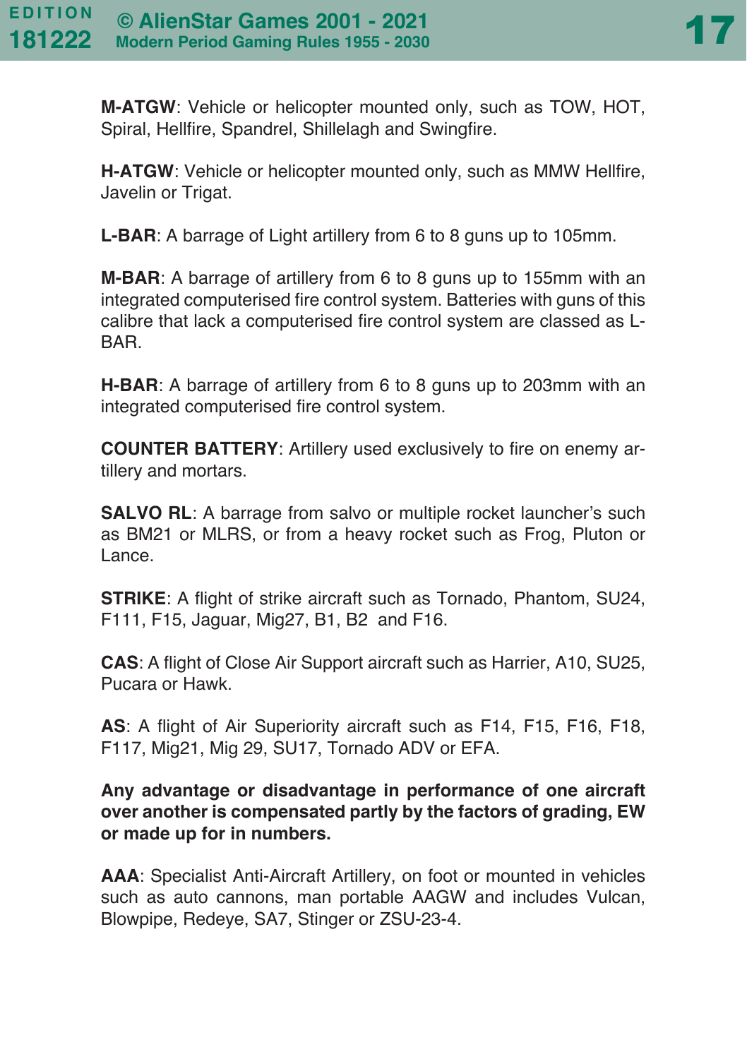**M-ATGW**: Vehicle or helicopter mounted only, such as TOW, HOT, Spiral, Hellfire, Spandrel, Shillelagh and Swingfire.

**H-ATGW**: Vehicle or helicopter mounted only, such as MMW Hellfire, Javelin or Trigat.

**L-BAR**: A barrage of Light artillery from 6 to 8 guns up to 105mm.

**M-BAR**: A barrage of artillery from 6 to 8 guns up to 155mm with an integrated computerised fire control system. Batteries with guns of this calibre that lack a computerised fire control system are classed as L-BAR.

**H-BAR**: A barrage of artillery from 6 to 8 guns up to 203mm with an integrated computerised fire control system.

**COUNTER BATTERY**: Artillery used exclusively to fire on enemy artillery and mortars.

**SALVO RL**: A barrage from salvo or multiple rocket launcher's such as BM21 or MLRS, or from a heavy rocket such as Frog, Pluton or Lance.

**STRIKE**: A flight of strike aircraft such as Tornado, Phantom, SU24, F111, F15, Jaguar, Mig27, B1, B2 and F16.

**CAS**: A flight of Close Air Support aircraft such as Harrier, A10, SU25, Pucara or Hawk.

**AS**: A flight of Air Superiority aircraft such as F14, F15, F16, F18, F117, Mig21, Mig 29, SU17, Tornado ADV or EFA.

**Any advantage or disadvantage in performance of one aircraft over another is compensated partly by the factors of grading, EW or made up for in numbers.**

**AAA**: Specialist Anti-Aircraft Artillery, on foot or mounted in vehicles such as auto cannons, man portable AAGW and includes Vulcan, Blowpipe, Redeye, SA7, Stinger or ZSU-23-4.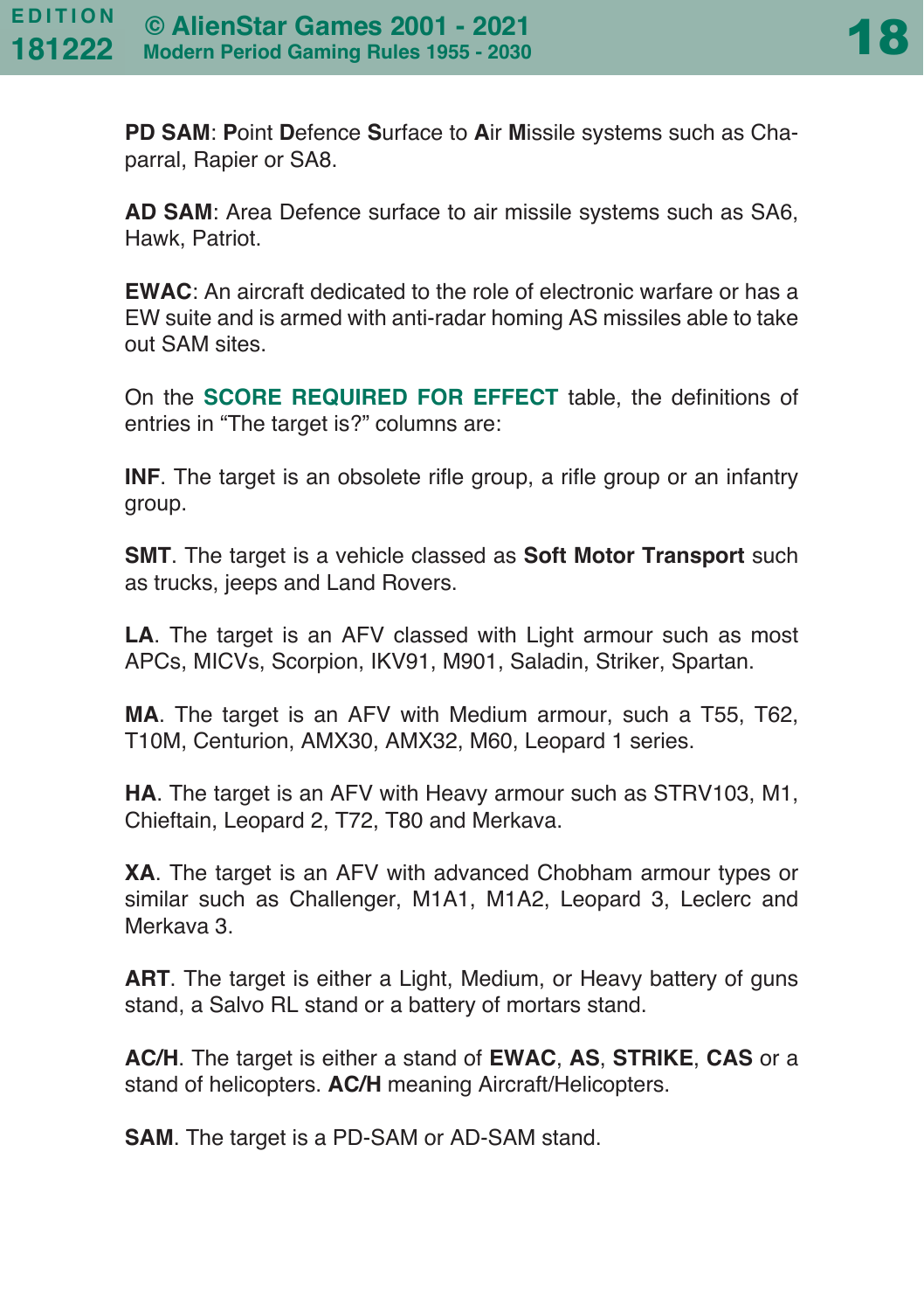**PD SAM**: **P**oint **D**efence **S**urface to **A**ir **M**issile systems such as Chaparral, Rapier or SA8.

**AD SAM**: Area Defence surface to air missile systems such as SA6, Hawk, Patriot.

**EWAC**: An aircraft dedicated to the role of electronic warfare or has a EW suite and is armed with anti-radar homing AS missiles able to take out SAM sites.

On the **SCORE REQUIRED FOR EFFECT** table, the definitions of entries in "The target is?" columns are:

**INF**. The target is an obsolete rifle group, a rifle group or an infantry group.

**SMT**. The target is a vehicle classed as **Soft Motor Transport** such as trucks, jeeps and Land Rovers.

**LA**. The target is an AFV classed with Light armour such as most APCs, MICVs, Scorpion, IKV91, M901, Saladin, Striker, Spartan.

**MA**. The target is an AFV with Medium armour, such a T55, T62, T10M, Centurion, AMX30, AMX32, M60, Leopard 1 series.

**HA**. The target is an AFV with Heavy armour such as STRV103, M1, Chieftain, Leopard 2, T72, T80 and Merkava.

**XA**. The target is an AFV with advanced Chobham armour types or similar such as Challenger, M1A1, M1A2, Leopard 3, Leclerc and Merkava 3.

**ART**. The target is either a Light, Medium, or Heavy battery of guns stand, a Salvo RL stand or a battery of mortars stand.

**AC/H**. The target is either a stand of **EWAC**, **AS**, **STRIKE**, **CAS** or a stand of helicopters. **AC/H** meaning Aircraft/Helicopters.

**SAM**. The target is a PD-SAM or AD-SAM stand.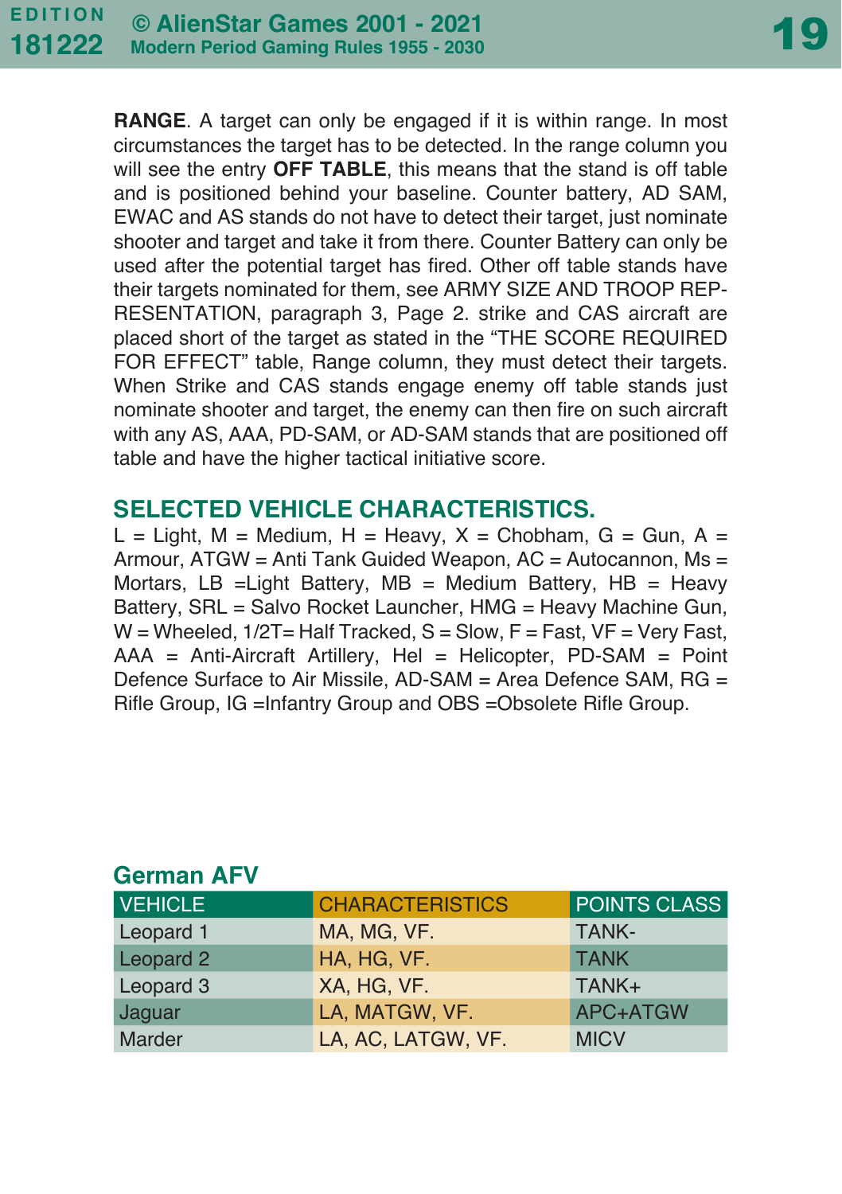**RANGE**. A target can only be engaged if it is within range. In most circumstances the target has to be detected. In the range column you will see the entry **OFF TABLE**, this means that the stand is off table and is positioned behind your baseline. Counter battery, AD SAM, EWAC and AS stands do not have to detect their target, just nominate shooter and target and take it from there. Counter Battery can only be used after the potential target has fired. Other off table stands have their targets nominated for them, see ARMY SIZE AND TROOP REPRESENTATION, paragraph 3, Page 2. strike and CAS aircraft are placed short of the target as stated in the "THE SCORE REQUIRED FOR EFFECT" table, Range column, they must detect their targets. When Strike and CAS stands engage enemy off table stands just nominate shooter and target, the enemy can then fire on such aircraft with any AS, AAA, PD-SAM, or AD-SAM stands that are positioned off table and have the higher tactical initiative score.

## SELECTED VEHICLE CHARACTERISTICS.

L = Light, M = Medium, H = Heavy, X = Chobham, G = Gun, A = Armour, ATGW = Anti Tank Guided Weapon, AC = Autocannon, Ms = Mortars, LB =Light Battery, MB = Medium Battery, HB = Heavy Battery, SRL = Salvo Rocket Launcher, HMG = Heavy Machine Gun, W = Wheeled, 1/2T= Half Tracked, S = Slow, F = Fast, VF = Very Fast, AAA = Anti-Aircraft Artillery, Hel = Helicopter, PD-SAM = Point Defence Surface to Air Missile, AD-SAM = Area Defence SAM, RG = Rifle Group, IG =Infantry Group and OBS =Obsolete Rifle Group.

### German AFV

| VEHICLE | CHARACTERISTICS | POINTS CLASS |
|---|---|---|
| Leopard 1 | MA, MG, VF. | TANK- |
| Leopard 2 | HA, HG, VF. | TANK |
| Leopard 3 | XA, HG, VF. | TANK+ |
| Jaguar | LA, MATGW, VF. | APC+ATGW |
| Marder | LA, AC, LATGW, VF. | MICV |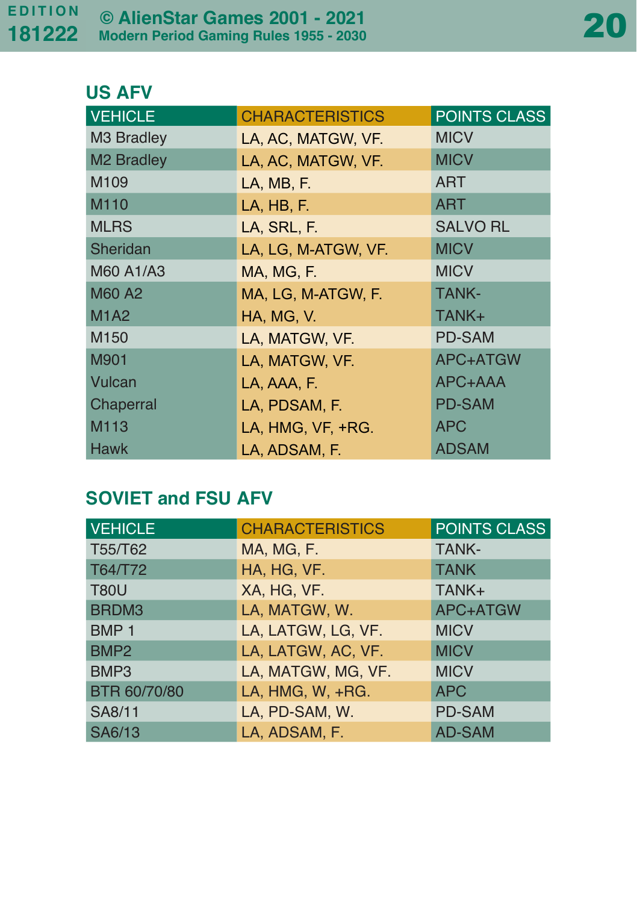## US AFV

| VEHICLE | CHARACTERISTICS | POINTS CLASS |
| --- | --- | --- |
| M3 Bradley | LA, AC, MATGW, VF. | MICV |
| M2 Bradley | LA, AC, MATGW, VF. | MICV |
| M109 | LA, MB, F. | ART |
| M110 | LA, HB, F. | ART |
| MLRS | LA, SRL, F. | SALVO RL |
| Sheridan | LA, LG, M-ATGW, VF. | MICV |
| M60 A1/A3 | MA, MG, F. | MICV |
| M60 A2 | MA, LG, M-ATGW, F. | TANK- |
| M1A2 | HA, MG, V. | TANK+ |
| M150 | LA, MATGW, VF. | PD-SAM |
| M901 | LA, MATGW, VF. | APC+ATGW |
| Vulcan | LA, AAA, F. | APC+AAA |
| Chaperral | LA, PDSAM, F. | PD-SAM |
| M113 | LA, HMG, VF, +RG. | APC |
| Hawk | LA, ADSAM, F. | ADSAM |

## SOVIET and FSU AFV

| VEHICLE | CHARACTERISTICS | POINTS CLASS |
| --- | --- | --- |
| T55/T62 | MA, MG, F. | TANK- |
| T64/T72 | HA, HG, VF. | TANK |
| T80U | XA, HG, VF. | TANK+ |
| BRDM3 | LA, MATGW, W. | APC+ATGW |
| BMP 1 | LA, LATGW, LG, VF. | MICV |
| BMP2 | LA, LATGW, AC, VF. | MICV |
| BMP3 | LA, MATGW, MG, VF. | MICV |
| BTR 60/70/80 | LA, HMG, W, +RG. | APC |
| SA8/11 | LA, PD-SAM, W. | PD-SAM |
| SA6/13 | LA, ADSAM, F. | AD-SAM |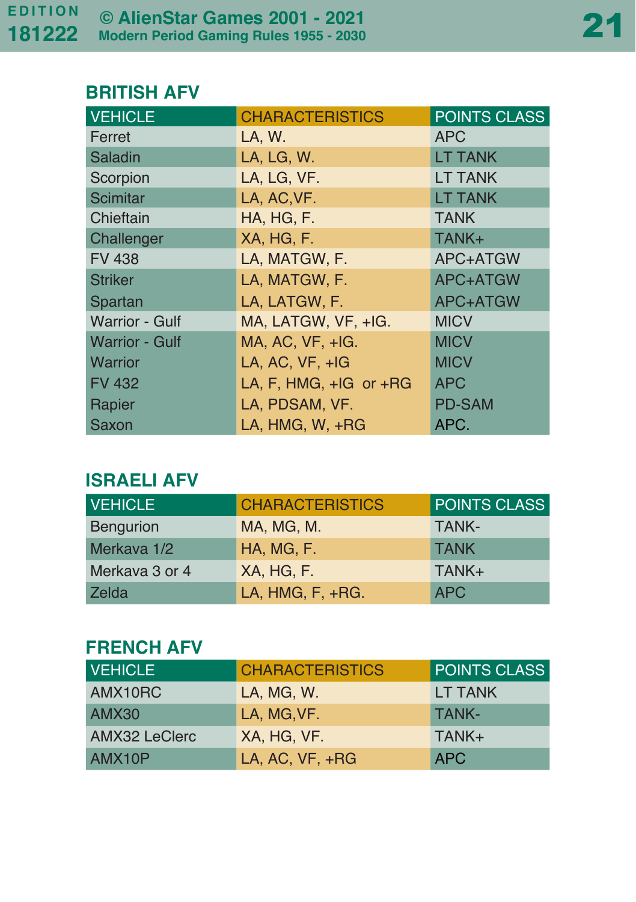## BRITISH AFV

| VEHICLE | CHARACTERISTICS | POINTS CLASS |
| --- | --- | --- |
| Ferret | LA, W. | APC |
| Saladin | LA, LG, W. | LT TANK |
| Scorpion | LA, LG, VF. | LT TANK |
| Scimitar | LA, AC,VF. | LT TANK |
| Chieftain | HA, HG, F. | TANK |
| Challenger | XA, HG, F. | TANK+ |
| FV 438 | LA, MATGW, F. | APC+ATGW |
| Striker | LA, MATGW, F. | APC+ATGW |
| Spartan | LA, LATGW, F. | APC+ATGW |
| Warrior - Gulf | MA, LATGW, VF, +IG. | MICV |
| Warrior - Gulf | MA, AC, VF, +IG. | MICV |
| Warrior | LA, AC, VF, +IG | MICV |
| FV 432 | LA, F, HMG, +IG or +RG | APC |
| Rapier | LA, PDSAM, VF. | PD-SAM |
| Saxon | LA, HMG, W, +RG | APC. |

## ISRAELI AFV

| VEHICLE | CHARACTERISTICS | POINTS CLASS |
| --- | --- | --- |
| Bengurion | MA, MG, M. | TANK- |
| Merkava 1/2 | HA, MG, F. | TANK |
| Merkava 3 or 4 | XA, HG, F. | TANK+ |
| Zelda | LA, HMG, F, +RG. | APC |

## FRENCH AFV

| VEHICLE | CHARACTERISTICS | POINTS CLASS |
| --- | --- | --- |
| AMX10RC | LA, MG, W. | LT TANK |
| AMX30 | LA, MG,VF. | TANK- |
| AMX32 LeClerc | XA, HG, VF. | TANK+ |
| AMX10P | LA, AC, VF, +RG | APC |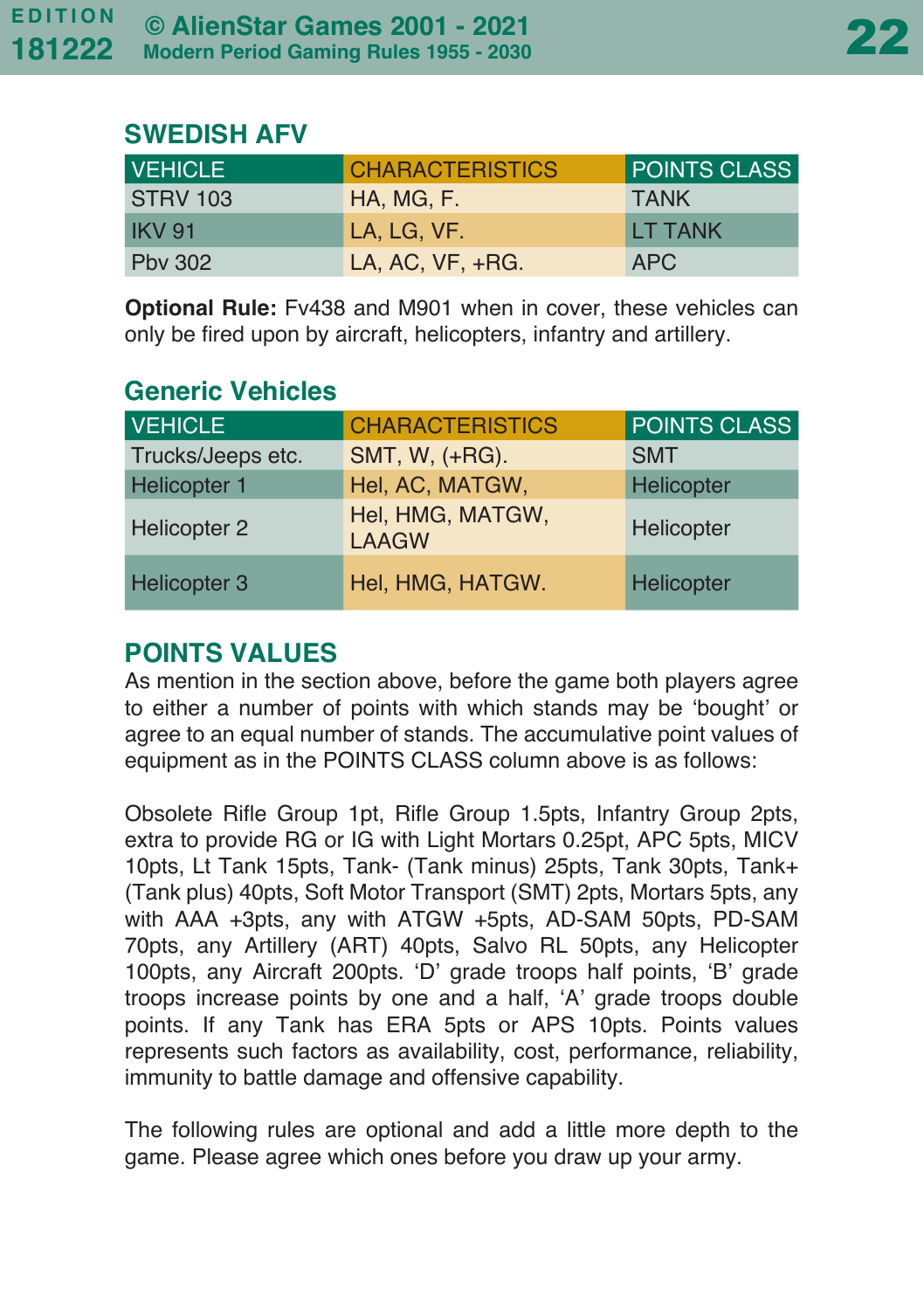## SWEDISH AFV

| VEHICLE | CHARACTERISTICS | POINTS CLASS |
|---|---|---|
| STRV 103 | HA, MG, F. | TANK |
| IKV 91 | LA, LG, VF. | LT TANK |
| Pbv 302 | LA, AC, VF, +RG. | APC |

**Optional Rule:** Fv438 and M901 when in cover, these vehicles can only be fired upon by aircraft, helicopters, infantry and artillery.

## Generic Vehicles

| VEHICLE | CHARACTERISTICS | POINTS CLASS |
|---|---|---|
| Trucks/Jeeps etc. | SMT, W, (+RG). | SMT |
| Helicopter 1 | Hel, AC, MATGW, | Helicopter |
| Helicopter 2 | Hel, HMG, MATGW, LAAGW | Helicopter |
| Helicopter 3 | Hel, HMG, HATGW. | Helicopter |

## POINTS VALUES

As mention in the section above, before the game both players agree to either a number of points with which stands may be 'bought' or agree to an equal number of stands. The accumulative point values of equipment as in the POINTS CLASS column above is as follows:

Obsolete Rifle Group 1pt, Rifle Group 1.5pts, Infantry Group 2pts, extra to provide RG or IG with Light Mortars 0.25pt, APC 5pts, MICV 10pts, Lt Tank 15pts, Tank- (Tank minus) 25pts, Tank 30pts, Tank+ (Tank plus) 40pts, Soft Motor Transport (SMT) 2pts, Mortars 5pts, any with AAA +3pts, any with ATGW +5pts, AD-SAM 50pts, PD-SAM 70pts, any Artillery (ART) 40pts, Salvo RL 50pts, any Helicopter 100pts, any Aircraft 200pts. 'D' grade troops half points, 'B' grade troops increase points by one and a half, 'A' grade troops double points. If any Tank has ERA 5pts or APS 10pts. Points values represents such factors as availability, cost, performance, reliability, immunity to battle damage and offensive capability.

The following rules are optional and add a little more depth to the game. Please agree which ones before you draw up your army.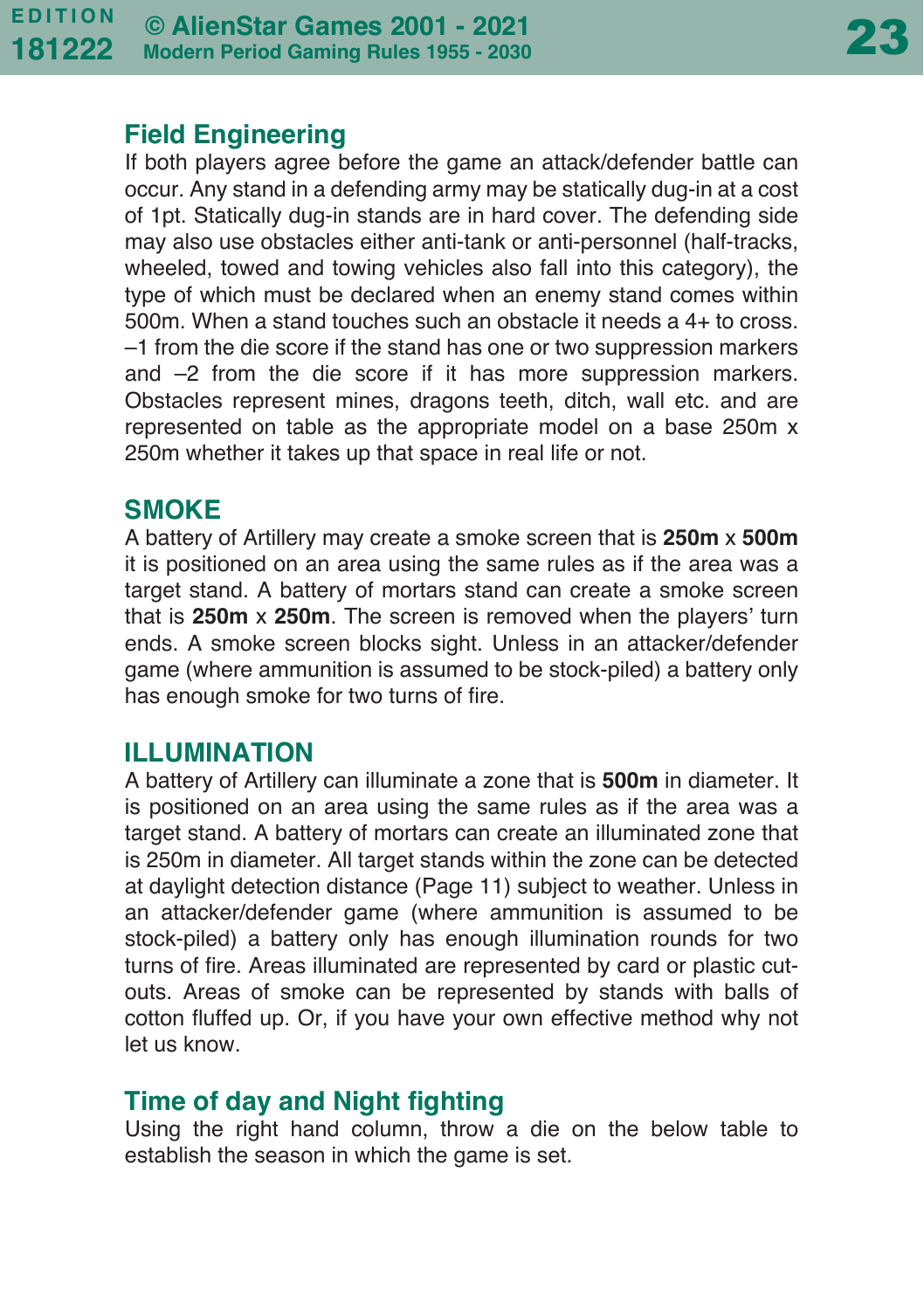## Field Engineering

If both players agree before the game an attack/defender battle can occur. Any stand in a defending army may be statically dug-in at a cost of 1pt. Statically dug-in stands are in hard cover. The defending side may also use obstacles either anti-tank or anti-personnel (half-tracks, wheeled, towed and towing vehicles also fall into this category), the type of which must be declared when an enemy stand comes within 500m. When a stand touches such an obstacle it needs a 4+ to cross. –1 from the die score if the stand has one or two suppression markers and –2 from the die score if it has more suppression markers. Obstacles represent mines, dragons teeth, ditch, wall etc. and are represented on table as the appropriate model on a base 250m x 250m whether it takes up that space in real life or not.

## SMOKE

A battery of Artillery may create a smoke screen that is **250m** x **500m** it is positioned on an area using the same rules as if the area was a target stand. A battery of mortars stand can create a smoke screen that is **250m** x **250m**. The screen is removed when the players' turn ends. A smoke screen blocks sight. Unless in an attacker/defender game (where ammunition is assumed to be stock-piled) a battery only has enough smoke for two turns of fire.

## ILLUMINATION

A battery of Artillery can illuminate a zone that is **500m** in diameter. It is positioned on an area using the same rules as if the area was a target stand. A battery of mortars can create an illuminated zone that is 250m in diameter. All target stands within the zone can be detected at daylight detection distance (Page 11) subject to weather. Unless in an attacker/defender game (where ammunition is assumed to be stock-piled) a battery only has enough illumination rounds for two turns of fire. Areas illuminated are represented by card or plastic cut-outs. Areas of smoke can be represented by stands with balls of cotton fluffed up. Or, if you have your own effective method why not let us know.

## Time of day and Night fighting

Using the right hand column, throw a die on the below table to establish the season in which the game is set.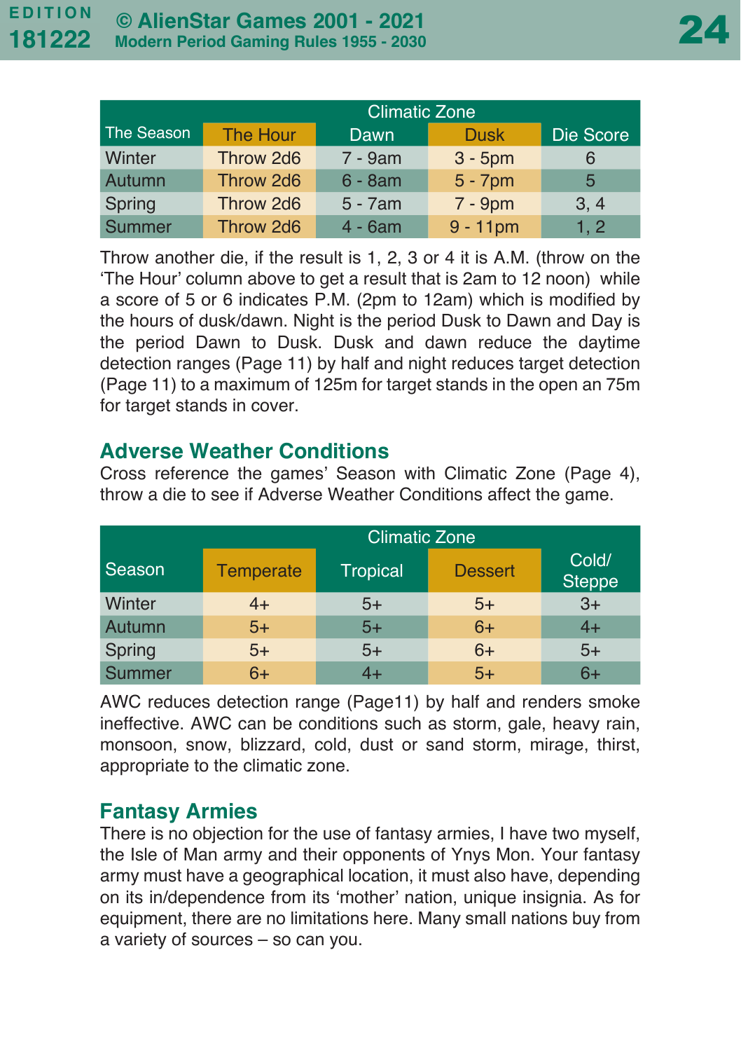| The Season | Climatic Zone | | | |
|---|---|---|---|---|
| | The Hour | Dawn | Dusk | Die Score |
| Winter | Throw 2d6 | 7 - 9am | 3 - 5pm | 6 |
| Autumn | Throw 2d6 | 6 - 8am | 5 - 7pm | 5 |
| Spring | Throw 2d6 | 5 - 7am | 7 - 9pm | 3, 4 |
| Summer | Throw 2d6 | 4 - 6am | 9 - 11pm | 1, 2 |

Throw another die, if the result is 1, 2, 3 or 4 it is A.M. (throw on the 'The Hour' column above to get a result that is 2am to 12 noon) while a score of 5 or 6 indicates P.M. (2pm to 12am) which is modified by the hours of dusk/dawn. Night is the period Dusk to Dawn and Day is the period Dawn to Dusk. Dusk and dawn reduce the daytime detection ranges (Page 11) by half and night reduces target detection (Page 11) to a maximum of 125m for target stands in the open an 75m for target stands in cover.

## Adverse Weather Conditions

Cross reference the games' Season with Climatic Zone (Page 4), throw a die to see if Adverse Weather Conditions affect the game.

| Season | Climatic Zone | | | |
|---|---|---|---|---|
| | Temperate | Tropical | Dessert | Cold/ Steppe |
| Winter | 4+ | 5+ | 5+ | 3+ |
| Autumn | 5+ | 5+ | 6+ | 4+ |
| Spring | 5+ | 5+ | 6+ | 5+ |
| Summer | 6+ | 4+ | 5+ | 6+ |

AWC reduces detection range (Page11) by half and renders smoke ineffective. AWC can be conditions such as storm, gale, heavy rain, monsoon, snow, blizzard, cold, dust or sand storm, mirage, thirst, appropriate to the climatic zone.

## Fantasy Armies

There is no objection for the use of fantasy armies, I have two myself, the Isle of Man army and their opponents of Ynys Mon. Your fantasy army must have a geographical location, it must also have, depending on its in/dependence from its 'mother' nation, unique insignia. As for equipment, there are no limitations here. Many small nations buy from a variety of sources – so can you.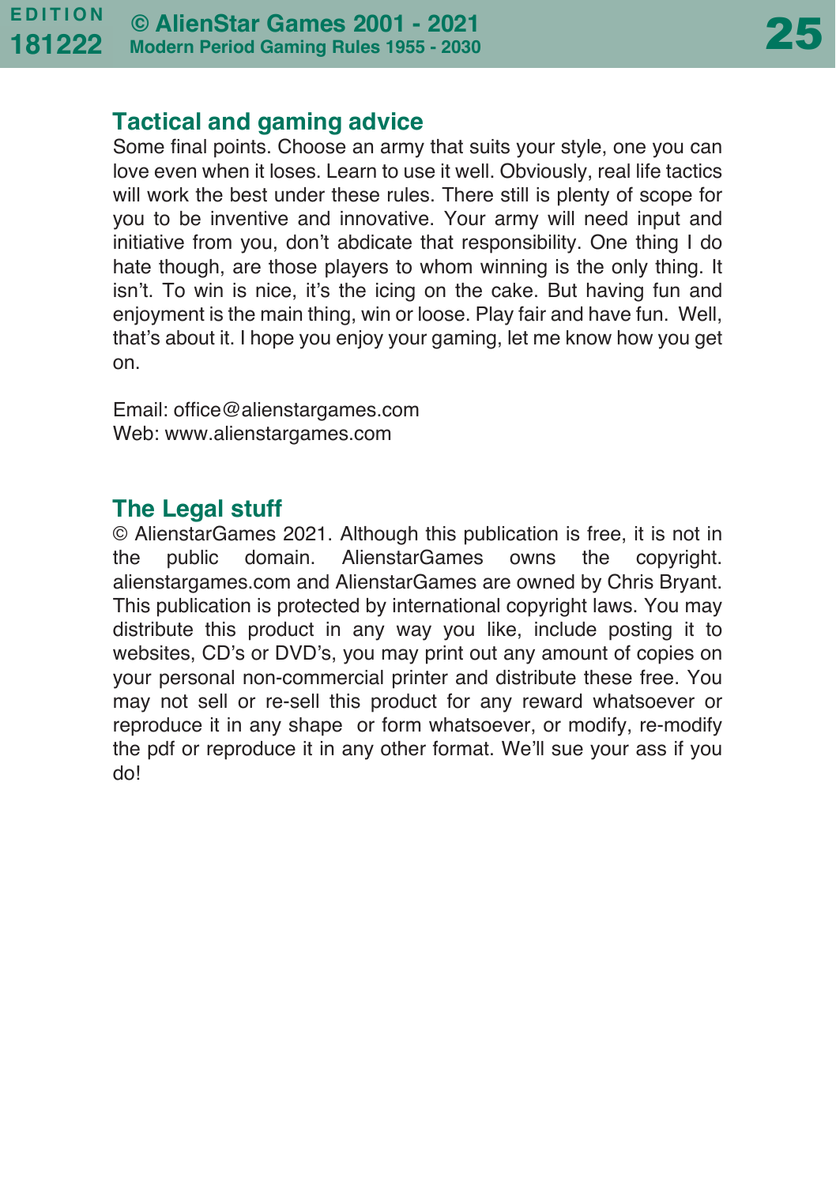## Tactical and gaming advice

Some final points. Choose an army that suits your style, one you can love even when it loses. Learn to use it well. Obviously, real life tactics will work the best under these rules. There still is plenty of scope for you to be inventive and innovative. Your army will need input and initiative from you, don't abdicate that responsibility. One thing I do hate though, are those players to whom winning is the only thing. It isn't. To win is nice, it's the icing on the cake. But having fun and enjoyment is the main thing, win or loose. Play fair and have fun. Well, that's about it. I hope you enjoy your gaming, let me know how you get on.

Email: office@alienstargames.com
Web: www.alienstargames.com

## The Legal stuff

© AlienstarGames 2021. Although this publication is free, it is not in the public domain. AlienstarGames owns the copyright. alienstargames.com and AlienstarGames are owned by Chris Bryant. This publication is protected by international copyright laws. You may distribute this product in any way you like, include posting it to websites, CD's or DVD's, you may print out any amount of copies on your personal non-commercial printer and distribute these free. You may not sell or re-sell this product for any reward whatsoever or reproduce it in any shape or form whatsoever, or modify, re-modify the pdf or reproduce it in any other format. We'll sue your ass if you do!